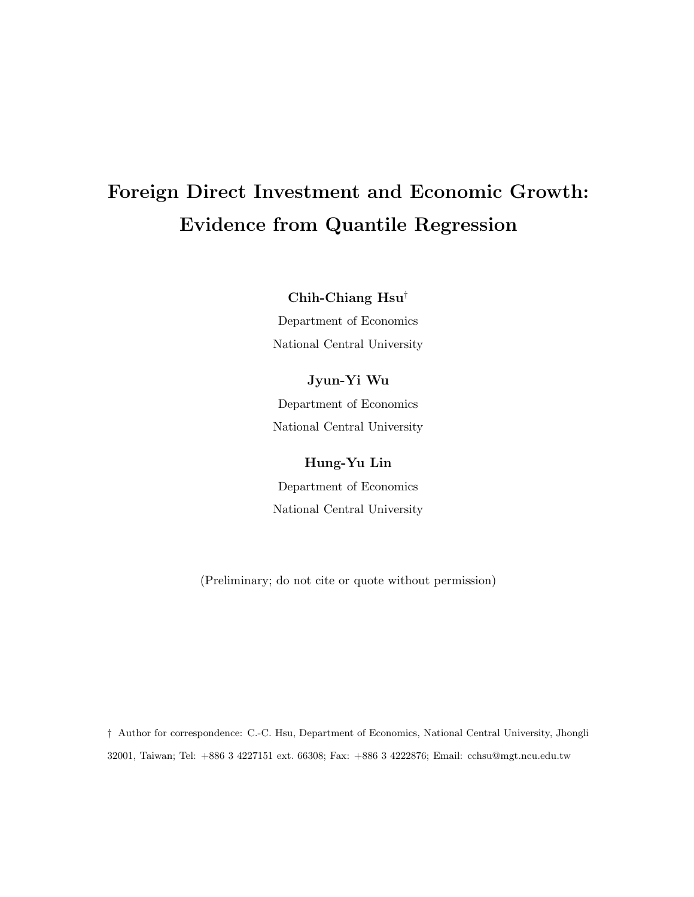# Foreign Direct Investment and Economic Growth: Evidence from Quantile Regression

**Chih-Chiang Hsu**†

Department of Economics

National Central University

**Jyun-Yi Wu**

Department of Economics

National Central University

**Hung-Yu Lin**

Department of Economics

National Central University

(Preliminary; do not cite or quote without permission)

† Author for correspondence: C.-C. Hsu, Department of Economics, National Central University, Jhongli 32001, Taiwan; Tel: +886 3 4227151 ext. 66308; Fax: +886 3 4222876; Email: cchsu@mgt.ncu.edu.tw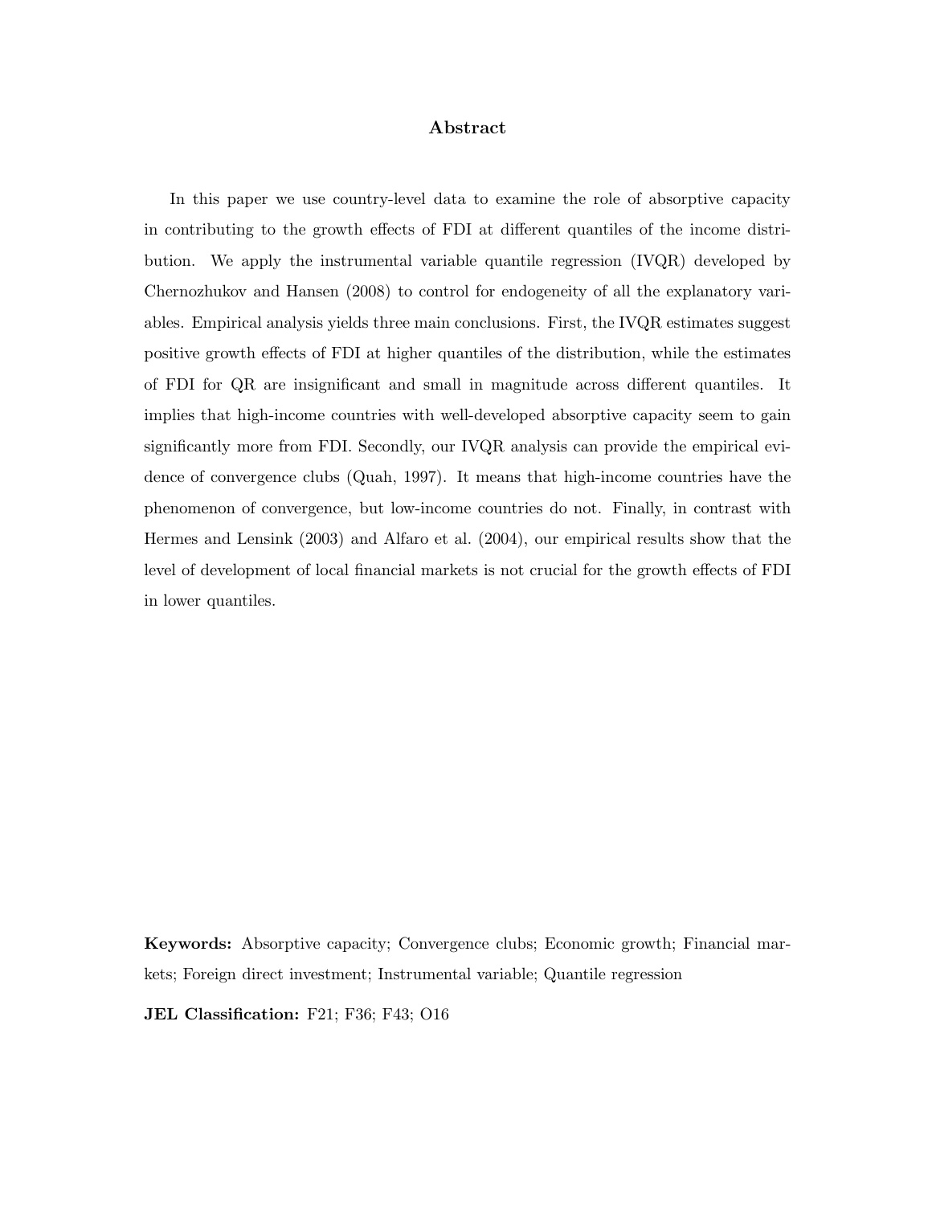## Abstract

In this paper we use country-level data to examine the role of absorptive capacity in contributing to the growth effects of FDI at different quantiles of the income distribution. We apply the instrumental variable quantile regression (IVQR) developed by Chernozhukov and Hansen (2008) to control for endogeneity of all the explanatory variables. Empirical analysis yields three main conclusions. First, the IVQR estimates suggest positive growth effects of FDI at higher quantiles of the distribution, while the estimates of FDI for QR are insignificant and small in magnitude across different quantiles. It implies that high-income countries with well-developed absorptive capacity seem to gain significantly more from FDI. Secondly, our IVQR analysis can provide the empirical evidence of convergence clubs (Quah, 1997). It means that high-income countries have the phenomenon of convergence, but low-income countries do not. Finally, in contrast with Hermes and Lensink (2003) and Alfaro et al. (2004), our empirical results show that the level of development of local financial markets is not crucial for the growth effects of FDI in lower quantiles.

**Keywords:** Absorptive capacity; Convergence clubs; Economic growth; Financial markets; Foreign direct investment; Instrumental variable; Quantile regression

**JEL Classification:** F21; F36; F43; O16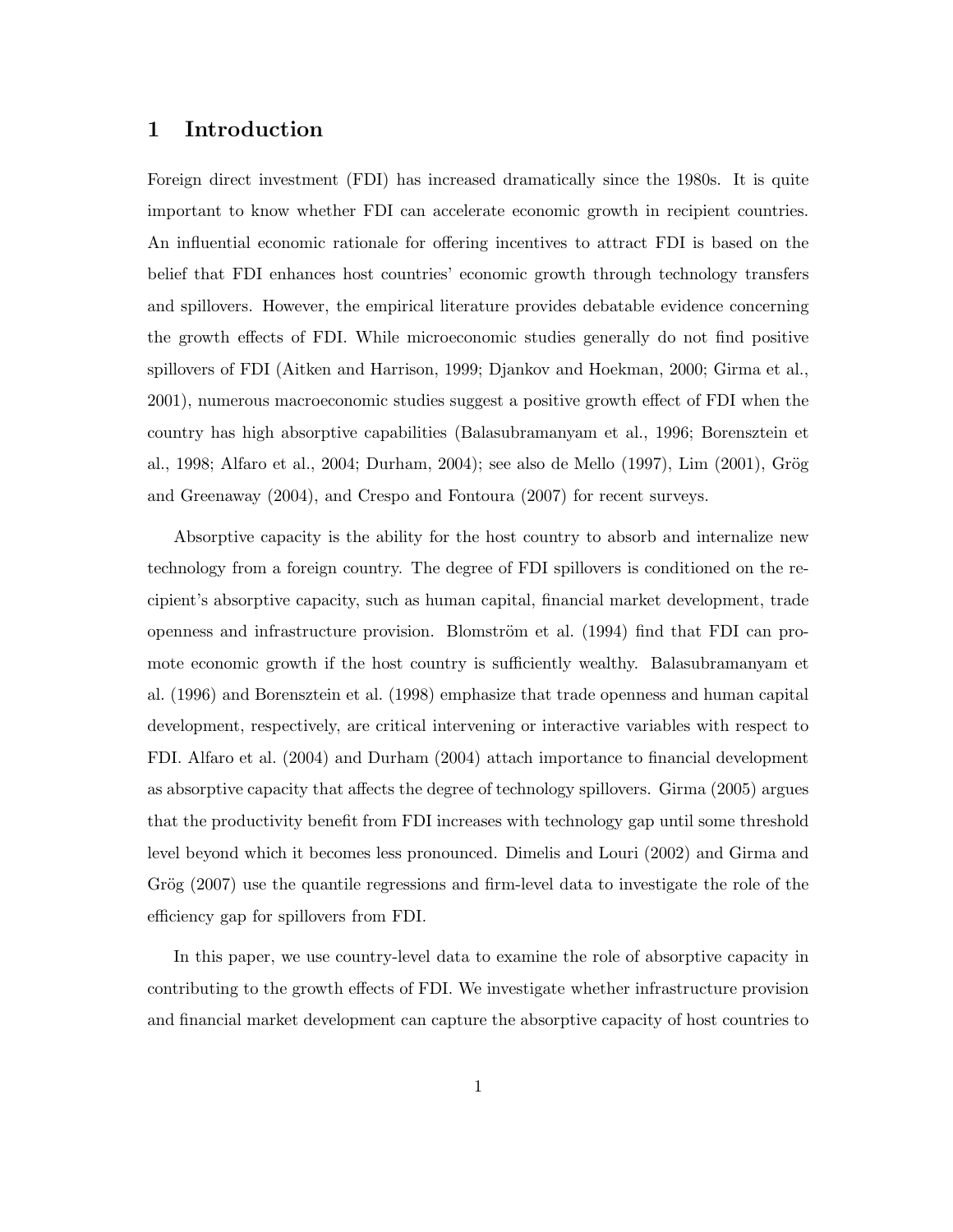# 1 Introduction

Foreign direct investment (FDI) has increased dramatically since the 1980s. It is quite important to know whether FDI can accelerate economic growth in recipient countries. An influential economic rationale for offering incentives to attract FDI is based on the belief that FDI enhances host countries' economic growth through technology transfers and spillovers. However, the empirical literature provides debatable evidence concerning the growth effects of FDI. While microeconomic studies generally do not find positive spillovers of FDI (Aitken and Harrison, 1999; Djankov and Hoekman, 2000; Girma et al., 2001), numerous macroeconomic studies suggest a positive growth effect of FDI when the country has high absorptive capabilities (Balasubramanyam et al., 1996; Borensztein et al., 1998; Alfaro et al., 2004; Durham, 2004); see also de Mello (1997), Lim (2001), Grög and Greenaway (2004), and Crespo and Fontoura (2007) for recent surveys.

Absorptive capacity is the ability for the host country to absorb and internalize new technology from a foreign country. The degree of FDI spillovers is conditioned on the recipient's absorptive capacity, such as human capital, financial market development, trade openness and infrastructure provision. Blomström et al. (1994) find that FDI can promote economic growth if the host country is sufficiently wealthy. Balasubramanyam et al. (1996) and Borensztein et al. (1998) emphasize that trade openness and human capital development, respectively, are critical intervening or interactive variables with respect to FDI. Alfaro et al. (2004) and Durham (2004) attach importance to financial development as absorptive capacity that affects the degree of technology spillovers. Girma (2005) argues that the productivity benefit from FDI increases with technology gap until some threshold level beyond which it becomes less pronounced. Dimelis and Louri (2002) and Girma and Grög (2007) use the quantile regressions and firm-level data to investigate the role of the efficiency gap for spillovers from FDI.

In this paper, we use country-level data to examine the role of absorptive capacity in contributing to the growth effects of FDI. We investigate whether infrastructure provision and financial market development can capture the absorptive capacity of host countries to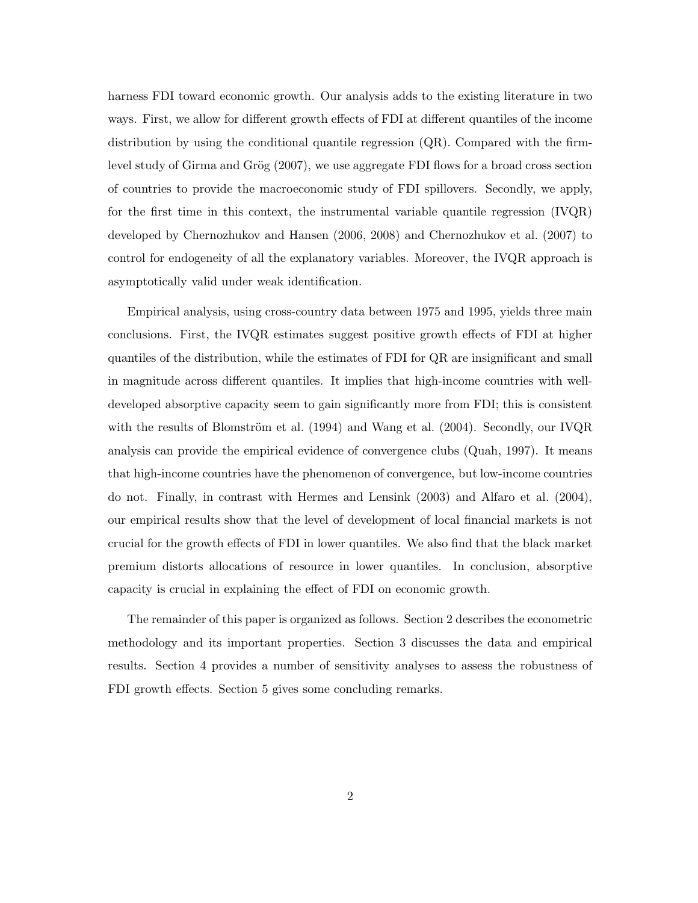harness FDI toward economic growth. Our analysis adds to the existing literature in two ways. First, we allow for different growth effects of FDI at different quantiles of the income distribution by using the conditional quantile regression (QR). Compared with the firm-level study of Girma and Grög (2007), we use aggregate FDI flows for a broad cross section of countries to provide the macroeconomic study of FDI spillovers. Secondly, we apply, for the first time in this context, the instrumental variable quantile regression (IVQR) developed by Chernozhukov and Hansen (2006, 2008) and Chernozhukov et al. (2007) to control for endogeneity of all the explanatory variables. Moreover, the IVQR approach is asymptotically valid under weak identification.

Empirical analysis, using cross-country data between 1975 and 1995, yields three main conclusions. First, the IVQR estimates suggest positive growth effects of FDI at higher quantiles of the distribution, while the estimates of FDI for QR are insignificant and small in magnitude across different quantiles. It implies that high-income countries with well-developed absorptive capacity seem to gain significantly more from FDI; this is consistent with the results of Blomström et al. (1994) and Wang et al. (2004). Secondly, our IVQR analysis can provide the empirical evidence of convergence clubs (Quah, 1997). It means that high-income countries have the phenomenon of convergence, but low-income countries do not. Finally, in contrast with Hermes and Lensink (2003) and Alfaro et al. (2004), our empirical results show that the level of development of local financial markets is not crucial for the growth effects of FDI in lower quantiles. We also find that the black market premium distorts allocations of resource in lower quantiles. In conclusion, absorptive capacity is crucial in explaining the effect of FDI on economic growth.

The remainder of this paper is organized as follows. Section 2 describes the econometric methodology and its important properties. Section 3 discusses the data and empirical results. Section 4 provides a number of sensitivity analyses to assess the robustness of FDI growth effects. Section 5 gives some concluding remarks.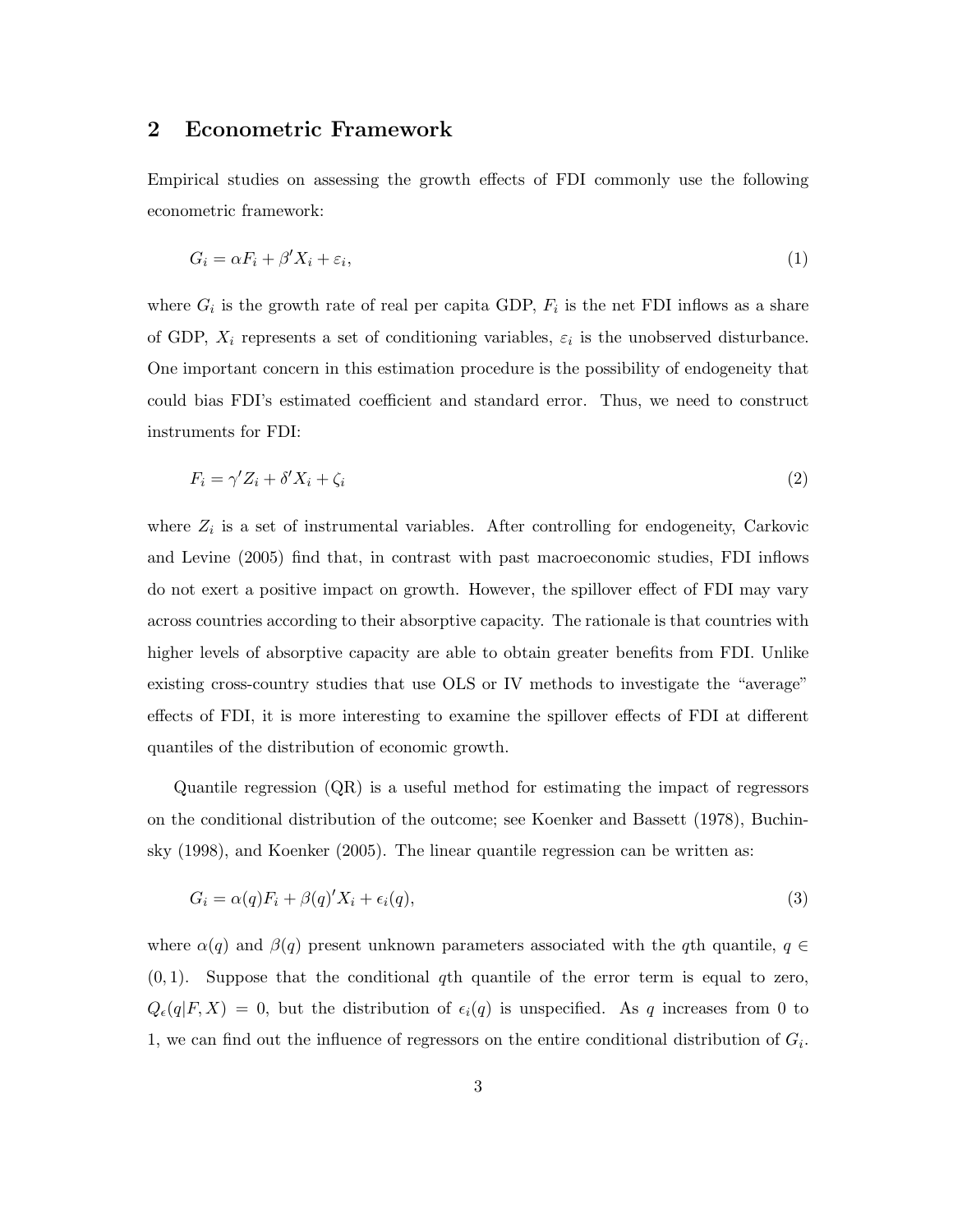## 2 Econometric Framework

Empirical studies on assessing the growth effects of FDI commonly use the following econometric framework:

$$G_i = \alpha F_i + \beta' X_i + \varepsilon_i, \tag{1}$$

where $G_i$ is the growth rate of real per capita GDP, $F_i$ is the net FDI inflows as a share of GDP, $X_i$ represents a set of conditioning variables, $\varepsilon_i$ is the unobserved disturbance. One important concern in this estimation procedure is the possibility of endogeneity that could bias FDI's estimated coefficient and standard error. Thus, we need to construct instruments for FDI:

$$F_i = \gamma' Z_i + \delta' X_i + \zeta_i \tag{2}$$

where $Z_i$ is a set of instrumental variables. After controlling for endogeneity, Carkovic and Levine (2005) find that, in contrast with past macroeconomic studies, FDI inflows do not exert a positive impact on growth. However, the spillover effect of FDI may vary across countries according to their absorptive capacity. The rationale is that countries with higher levels of absorptive capacity are able to obtain greater benefits from FDI. Unlike existing cross-country studies that use OLS or IV methods to investigate the "average" effects of FDI, it is more interesting to examine the spillover effects of FDI at different quantiles of the distribution of economic growth.

Quantile regression (QR) is a useful method for estimating the impact of regressors on the conditional distribution of the outcome; see Koenker and Bassett (1978), Buchinsky (1998), and Koenker (2005). The linear quantile regression can be written as:

$$G_i = \alpha(q) F_i + \beta(q)' X_i + \epsilon_i(q), \tag{3}$$

where $\alpha(q)$ and $\beta(q)$ present unknown parameters associated with the $q$th quantile, $q \in (0, 1)$. Suppose that the conditional $q$th quantile of the error term is equal to zero, $Q_\epsilon(q|F, X) = 0$, but the distribution of $\epsilon_i(q)$ is unspecified. As $q$ increases from 0 to 1, we can find out the influence of regressors on the entire conditional distribution of $G_i$.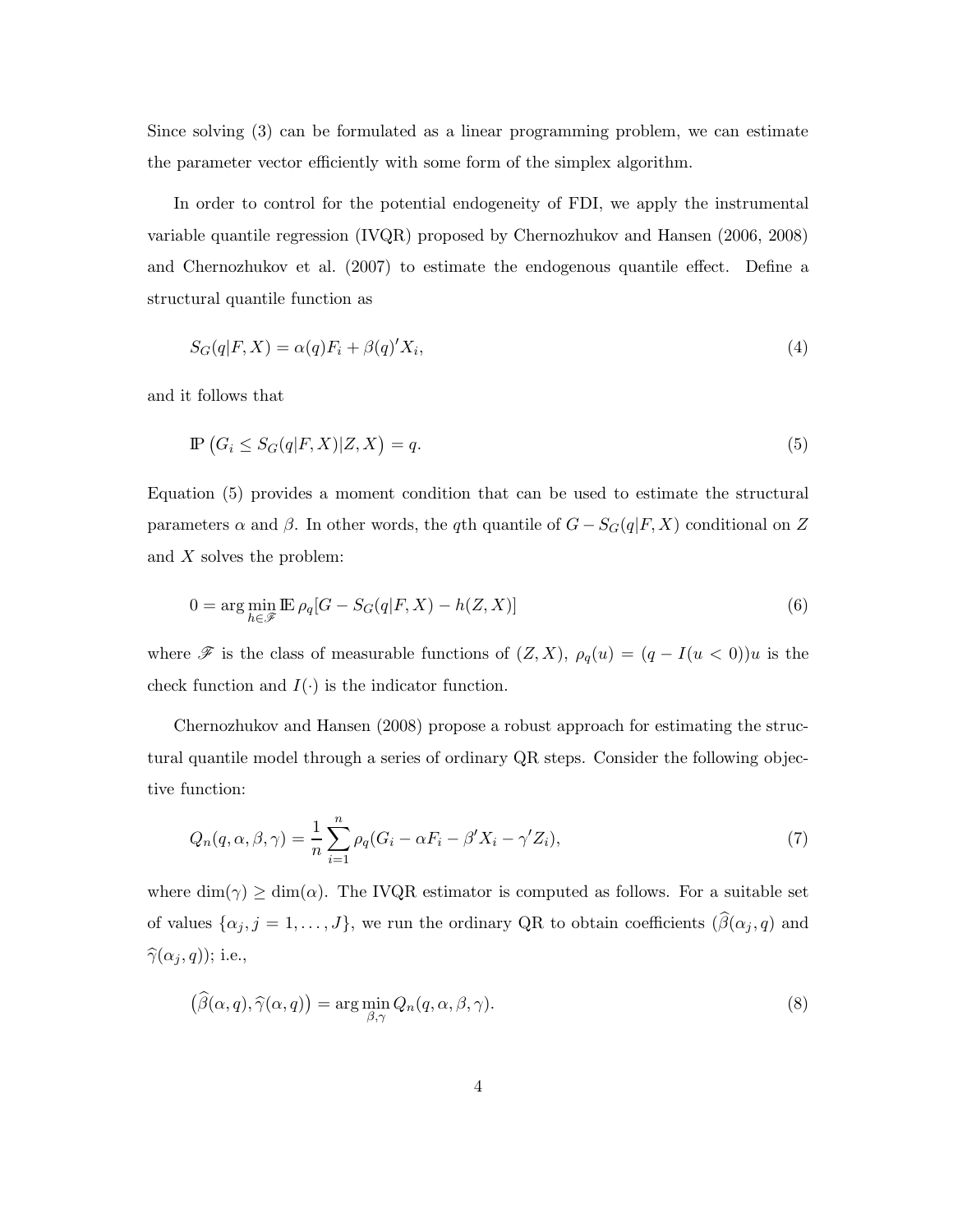Since solving (3) can be formulated as a linear programming problem, we can estimate the parameter vector efficiently with some form of the simplex algorithm.

In order to control for the potential endogeneity of FDI, we apply the instrumental variable quantile regression (IVQR) proposed by Chernozhukov and Hansen (2006, 2008) and Chernozhukov et al. (2007) to estimate the endogenous quantile effect. Define a structural quantile function as

$$S_G(q|F,X) = \alpha(q)F_i + \beta(q)'X_i, \tag{4}$$

and it follows that

$$\mathbb{P}\left(G_i \leq S_G(q|F,X)|Z,X\right) = q. \tag{5}$$

Equation (5) provides a moment condition that can be used to estimate the structural parameters $\alpha$ and $\beta$. In other words, the $q$th quantile of $G - S_G(q|F,X)$ conditional on $Z$ and $X$ solves the problem:

$$0 = \arg\min_{h \in \mathscr{F}} \mathbb{E}\,\rho_q[G - S_G(q|F,X) - h(Z,X)] \tag{6}$$

where $\mathscr{F}$ is the class of measurable functions of $(Z,X)$, $\rho_q(u) = (q - I(u<0))u$ is the check function and $I(\cdot)$ is the indicator function.

Chernozhukov and Hansen (2008) propose a robust approach for estimating the structural quantile model through a series of ordinary QR steps. Consider the following objective function:

$$Q_n(q,\alpha,\beta,\gamma) = \frac{1}{n}\sum_{i=1}^{n} \rho_q(G_i - \alpha F_i - \beta' X_i - \gamma' Z_i), \tag{7}$$

where $\dim(\gamma) \geq \dim(\alpha)$. The IVQR estimator is computed as follows. For a suitable set of values $\{\alpha_j, j = 1,\ldots,J\}$, we run the ordinary QR to obtain coefficients $(\widehat{\beta}(\alpha_j,q)$ and $\widehat{\gamma}(\alpha_j,q))$; i.e.,

$$\left(\widehat{\beta}(\alpha,q), \widehat{\gamma}(\alpha,q)\right) = \arg\min_{\beta,\gamma} Q_n(q,\alpha,\beta,\gamma). \tag{8}$$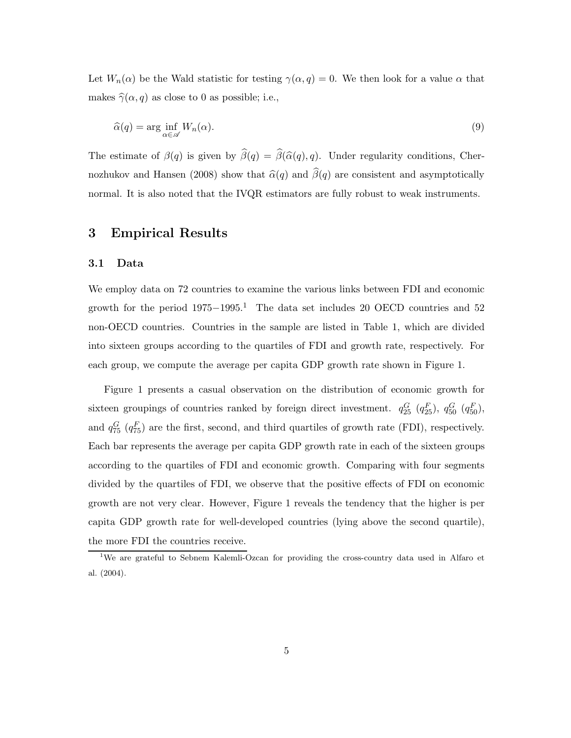Let $W_n(\alpha)$ be the Wald statistic for testing $\gamma(\alpha, q) = 0$. We then look for a value $\alpha$ that makes $\widehat{\gamma}(\alpha, q)$ as close to 0 as possible; i.e.,

$$\widehat{\alpha}(q) = \arg \inf_{\alpha \in \mathscr{A}} W_n(\alpha). \tag{9}$$

The estimate of $\beta(q)$ is given by $\widehat{\beta}(q) = \widehat{\beta}(\widehat{\alpha}(q), q)$. Under regularity conditions, Chernozhukov and Hansen (2008) show that $\widehat{\alpha}(q)$ and $\widehat{\beta}(q)$ are consistent and asymptotically normal. It is also noted that the IVQR estimators are fully robust to weak instruments.

# 3 Empirical Results

## 3.1 Data

We employ data on 72 countries to examine the various links between FDI and economic growth for the period 1975−1995.[1] The data set includes 20 OECD countries and 52 non-OECD countries. Countries in the sample are listed in Table 1, which are divided into sixteen groups according to the quartiles of FDI and growth rate, respectively. For each group, we compute the average per capita GDP growth rate shown in Figure 1.

Figure 1 presents a casual observation on the distribution of economic growth for sixteen groupings of countries ranked by foreign direct investment. $q^G_{25}$ ($q^F_{25}$), $q^G_{50}$ ($q^F_{50}$), and $q^G_{75}$ ($q^F_{75}$) are the first, second, and third quartiles of growth rate (FDI), respectively. Each bar represents the average per capita GDP growth rate in each of the sixteen groups according to the quartiles of FDI and economic growth. Comparing with four segments divided by the quartiles of FDI, we observe that the positive effects of FDI on economic growth are not very clear. However, Figure 1 reveals the tendency that the higher is per capita GDP growth rate for well-developed countries (lying above the second quartile), the more FDI the countries receive.

[1] We are grateful to Sebnem Kalemli-Ozcan for providing the cross-country data used in Alfaro et al. (2004).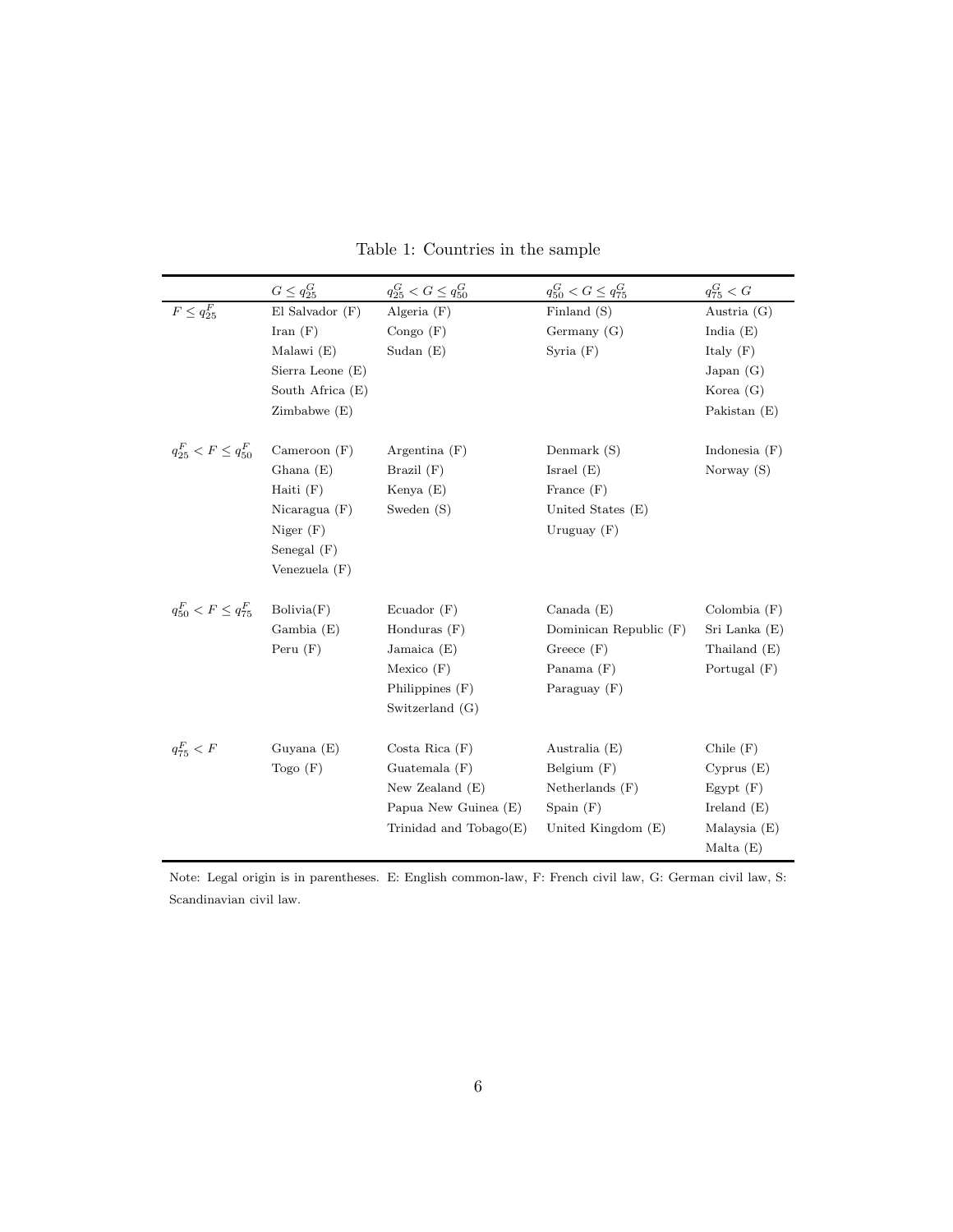Table 1: Countries in the sample

| | $G \leq q_{25}^G$ | $q_{25}^G < G \leq q_{50}^G$ | $q_{50}^G < G \leq q_{75}^G$ | $q_{75}^G < G$ |
|---|---|---|---|---|
| $F \leq q_{25}^F$ | El Salvador (F) | Algeria (F) | Finland (S) | Austria (G) |
| | Iran (F) | Congo (F) | Germany (G) | India (E) |
| | Malawi (E) | Sudan (E) | Syria (F) | Italy (F) |
| | Sierra Leone (E) | | | Japan (G) |
| | South Africa (E) | | | Korea (G) |
| | Zimbabwe (E) | | | Pakistan (E) |
| $q_{25}^F < F \leq q_{50}^F$ | Cameroon (F) | Argentina (F) | Denmark (S) | Indonesia (F) |
| | Ghana (E) | Brazil (F) | Israel (E) | Norway (S) |
| | Haiti (F) | Kenya (E) | France (F) | |
| | Nicaragua (F) | Sweden (S) | United States (E) | |
| | Niger (F) | | Uruguay (F) | |
| | Senegal (F) | | | |
| | Venezuela (F) | | | |
| $q_{50}^F < F \leq q_{75}^F$ | Bolivia(F) | Ecuador (F) | Canada (E) | Colombia (F) |
| | Gambia (E) | Honduras (F) | Dominican Republic (F) | Sri Lanka (E) |
| | Peru (F) | Jamaica (E) | Greece (F) | Thailand (E) |
| | | Mexico (F) | Panama (F) | Portugal (F) |
| | | Philippines (F) | Paraguay (F) | |
| | | Switzerland (G) | | |
| $q_{75}^F < F$ | Guyana (E) | Costa Rica (F) | Australia (E) | Chile (F) |
| | Togo (F) | Guatemala (F) | Belgium (F) | Cyprus (E) |
| | | New Zealand (E) | Netherlands (F) | Egypt (F) |
| | | Papua New Guinea (E) | Spain (F) | Ireland (E) |
| | | Trinidad and Tobago(E) | United Kingdom (E) | Malaysia (E) |
| | | | | Malta (E) |

Note: Legal origin is in parentheses. E: English common-law, F: French civil law, G: German civil law, S: Scandinavian civil law.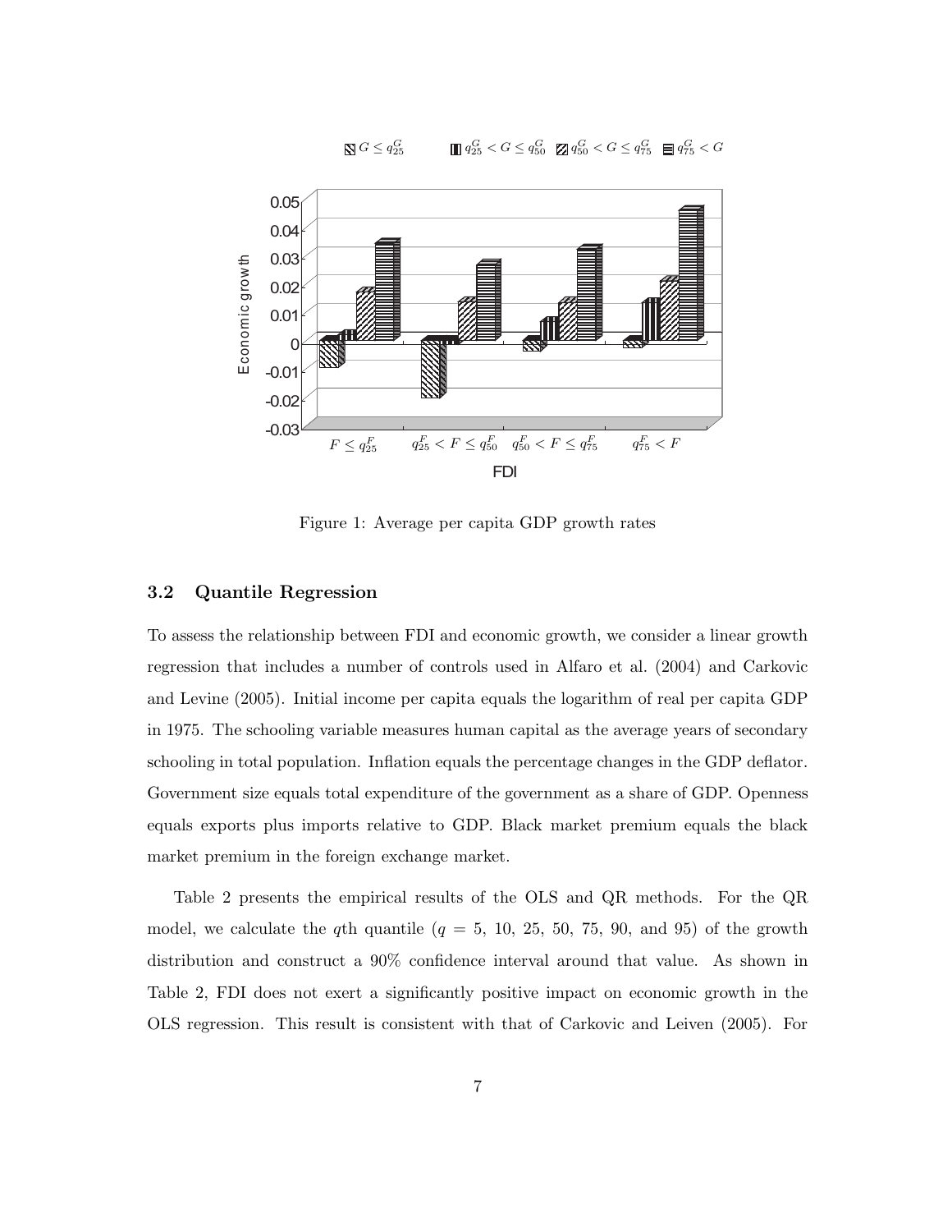Figure 1: Average per capita GDP growth rates

### 3.2 Quantile Regression

To assess the relationship between FDI and economic growth, we consider a linear growth regression that includes a number of controls used in Alfaro et al. (2004) and Carkovic and Levine (2005). Initial income per capita equals the logarithm of real per capita GDP in 1975. The schooling variable measures human capital as the average years of secondary schooling in total population. Inflation equals the percentage changes in the GDP deflator. Government size equals total expenditure of the government as a share of GDP. Openness equals exports plus imports relative to GDP. Black market premium equals the black market premium in the foreign exchange market.

Table 2 presents the empirical results of the OLS and QR methods. For the QR model, we calculate the $q$th quantile ($q$ = 5, 10, 25, 50, 75, 90, and 95) of the growth distribution and construct a 90% confidence interval around that value. As shown in Table 2, FDI does not exert a significantly positive impact on economic growth in the OLS regression. This result is consistent with that of Carkovic and Leiven (2005). For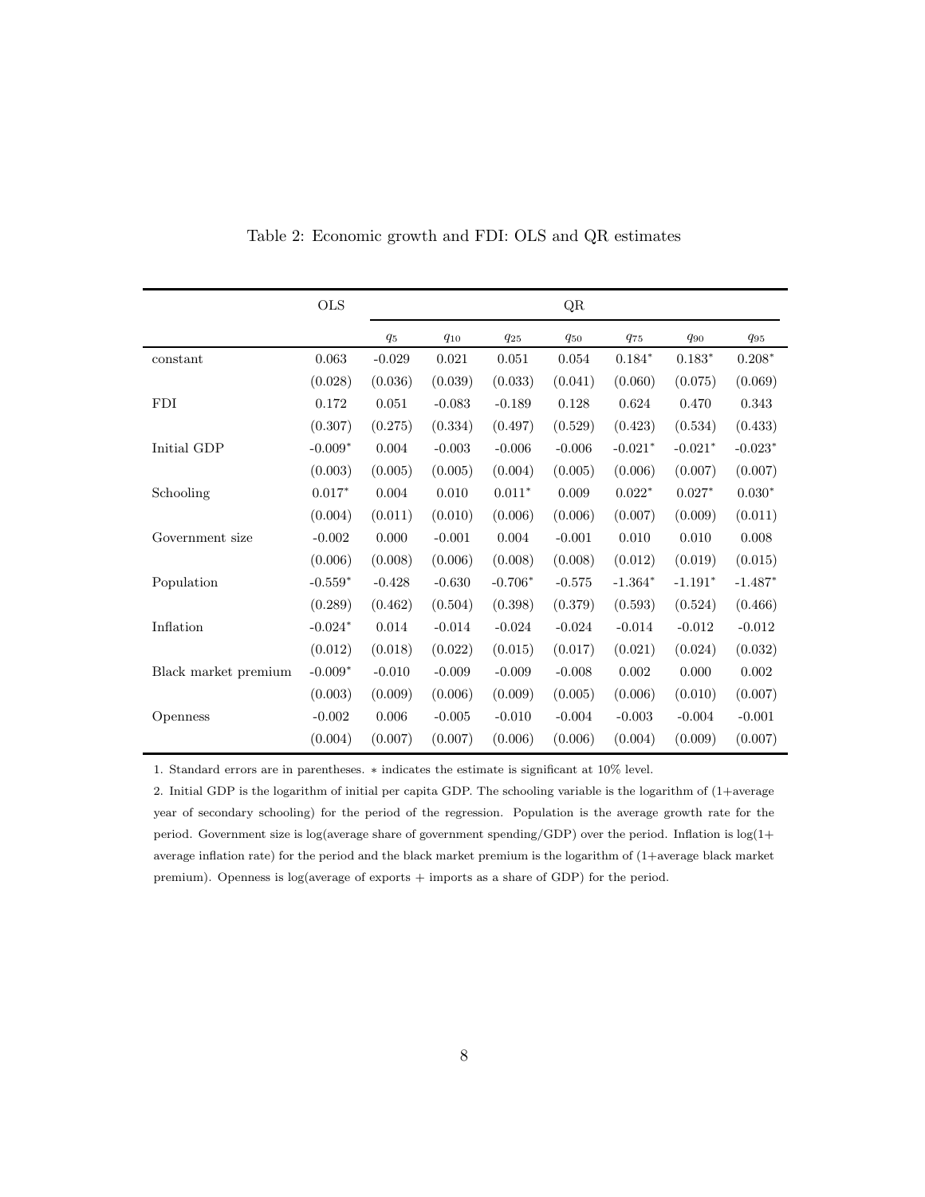Table 2: Economic growth and FDI: OLS and QR estimates

| | OLS | QR | | | | | | |
|---|---|---|---|---|---|---|---|---|
| | | $q_5$ | $q_{10}$ | $q_{25}$ | $q_{50}$ | $q_{75}$ | $q_{90}$ | $q_{95}$ |
| constant | 0.063 | -0.029 | 0.021 | 0.051 | 0.054 | 0.184* | 0.183* | 0.208* |
| | (0.028) | (0.036) | (0.039) | (0.033) | (0.041) | (0.060) | (0.075) | (0.069) |
| FDI | 0.172 | 0.051 | -0.083 | -0.189 | 0.128 | 0.624 | 0.470 | 0.343 |
| | (0.307) | (0.275) | (0.334) | (0.497) | (0.529) | (0.423) | (0.534) | (0.433) |
| Initial GDP | -0.009* | 0.004 | -0.003 | -0.006 | -0.006 | -0.021* | -0.021* | -0.023* |
| | (0.003) | (0.005) | (0.005) | (0.004) | (0.005) | (0.006) | (0.007) | (0.007) |
| Schooling | 0.017* | 0.004 | 0.010 | 0.011* | 0.009 | 0.022* | 0.027* | 0.030* |
| | (0.004) | (0.011) | (0.010) | (0.006) | (0.006) | (0.007) | (0.009) | (0.011) |
| Government size | -0.002 | 0.000 | -0.001 | 0.004 | -0.001 | 0.010 | 0.010 | 0.008 |
| | (0.006) | (0.008) | (0.006) | (0.008) | (0.008) | (0.012) | (0.019) | (0.015) |
| Population | -0.559* | -0.428 | -0.630 | -0.706* | -0.575 | -1.364* | -1.191* | -1.487* |
| | (0.289) | (0.462) | (0.504) | (0.398) | (0.379) | (0.593) | (0.524) | (0.466) |
| Inflation | -0.024* | 0.014 | -0.014 | -0.024 | -0.024 | -0.014 | -0.012 | -0.012 |
| | (0.012) | (0.018) | (0.022) | (0.015) | (0.017) | (0.021) | (0.024) | (0.032) |
| Black market premium | -0.009* | -0.010 | -0.009 | -0.009 | -0.008 | 0.002 | 0.000 | 0.002 |
| | (0.003) | (0.009) | (0.006) | (0.009) | (0.005) | (0.006) | (0.010) | (0.007) |
| Openness | -0.002 | 0.006 | -0.005 | -0.010 | -0.004 | -0.003 | -0.004 | -0.001 |
| | (0.004) | (0.007) | (0.007) | (0.006) | (0.006) | (0.004) | (0.009) | (0.007) |

1. Standard errors are in parentheses. * indicates the estimate is significant at 10% level.

2. Initial GDP is the logarithm of initial per capita GDP. The schooling variable is the logarithm of (1+average year of secondary schooling) for the period of the regression. Population is the average growth rate for the period. Government size is log(average share of government spending/GDP) over the period. Inflation is log(1+ average inflation rate) for the period and the black market premium is the logarithm of (1+average black market premium). Openness is log(average of exports + imports as a share of GDP) for the period.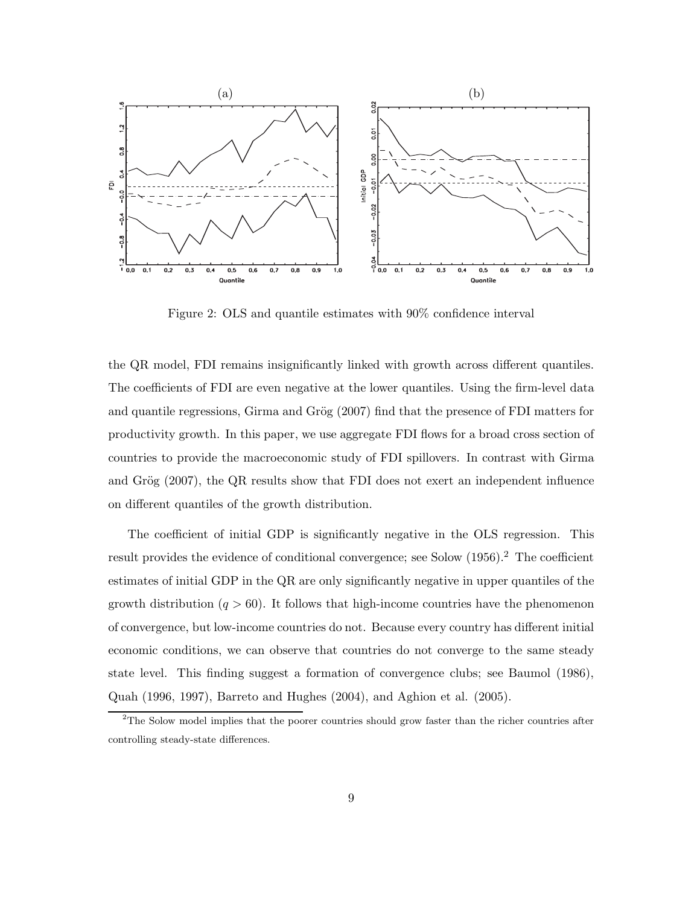Figure 2: OLS and quantile estimates with 90% confidence interval

the QR model, FDI remains insignificantly linked with growth across different quantiles. The coefficients of FDI are even negative at the lower quantiles. Using the firm-level data and quantile regressions, Girma and Grög (2007) find that the presence of FDI matters for productivity growth. In this paper, we use aggregate FDI flows for a broad cross section of countries to provide the macroeconomic study of FDI spillovers. In contrast with Girma and Grög (2007), the QR results show that FDI does not exert an independent influence on different quantiles of the growth distribution.

The coefficient of initial GDP is significantly negative in the OLS regression. This result provides the evidence of conditional convergence; see Solow (1956).[2] The coefficient estimates of initial GDP in the QR are only significantly negative in upper quantiles of the growth distribution ($q > 60$). It follows that high-income countries have the phenomenon of convergence, but low-income countries do not. Because every country has different initial economic conditions, we can observe that countries do not converge to the same steady state level. This finding suggest a formation of convergence clubs; see Baumol (1986), Quah (1996, 1997), Barreto and Hughes (2004), and Aghion et al. (2005).

[2]The Solow model implies that the poorer countries should grow faster than the richer countries after controlling steady-state differences.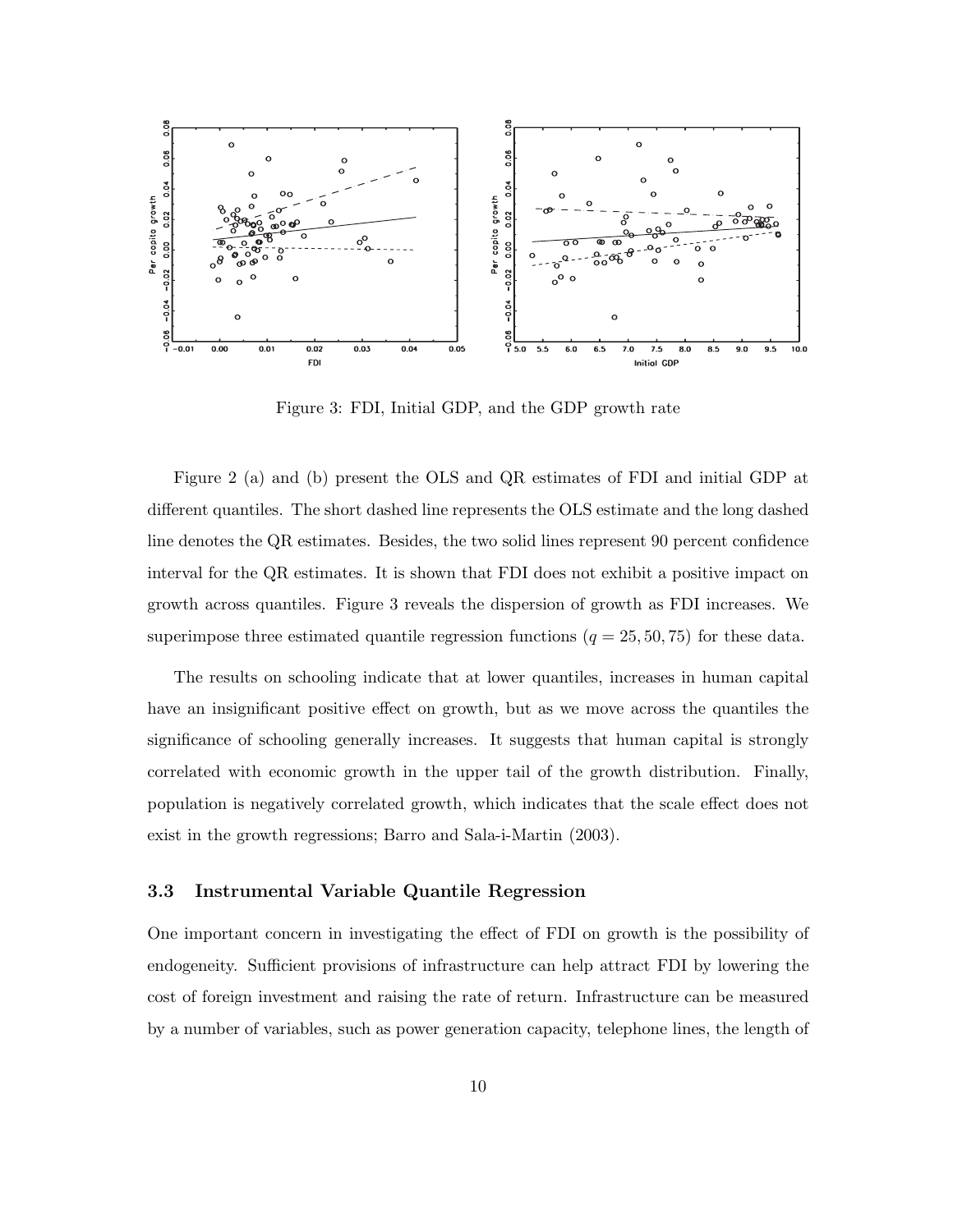Figure 3: FDI, Initial GDP, and the GDP growth rate

Figure 2 (a) and (b) present the OLS and QR estimates of FDI and initial GDP at different quantiles. The short dashed line represents the OLS estimate and the long dashed line denotes the QR estimates. Besides, the two solid lines represent 90 percent confidence interval for the QR estimates. It is shown that FDI does not exhibit a positive impact on growth across quantiles. Figure 3 reveals the dispersion of growth as FDI increases. We superimpose three estimated quantile regression functions ($q = 25, 50, 75$) for these data.

The results on schooling indicate that at lower quantiles, increases in human capital have an insignificant positive effect on growth, but as we move across the quantiles the significance of schooling generally increases. It suggests that human capital is strongly correlated with economic growth in the upper tail of the growth distribution. Finally, population is negatively correlated growth, which indicates that the scale effect does not exist in the growth regressions; Barro and Sala-i-Martin (2003).

### 3.3 Instrumental Variable Quantile Regression

One important concern in investigating the effect of FDI on growth is the possibility of endogeneity. Sufficient provisions of infrastructure can help attract FDI by lowering the cost of foreign investment and raising the rate of return. Infrastructure can be measured by a number of variables, such as power generation capacity, telephone lines, the length of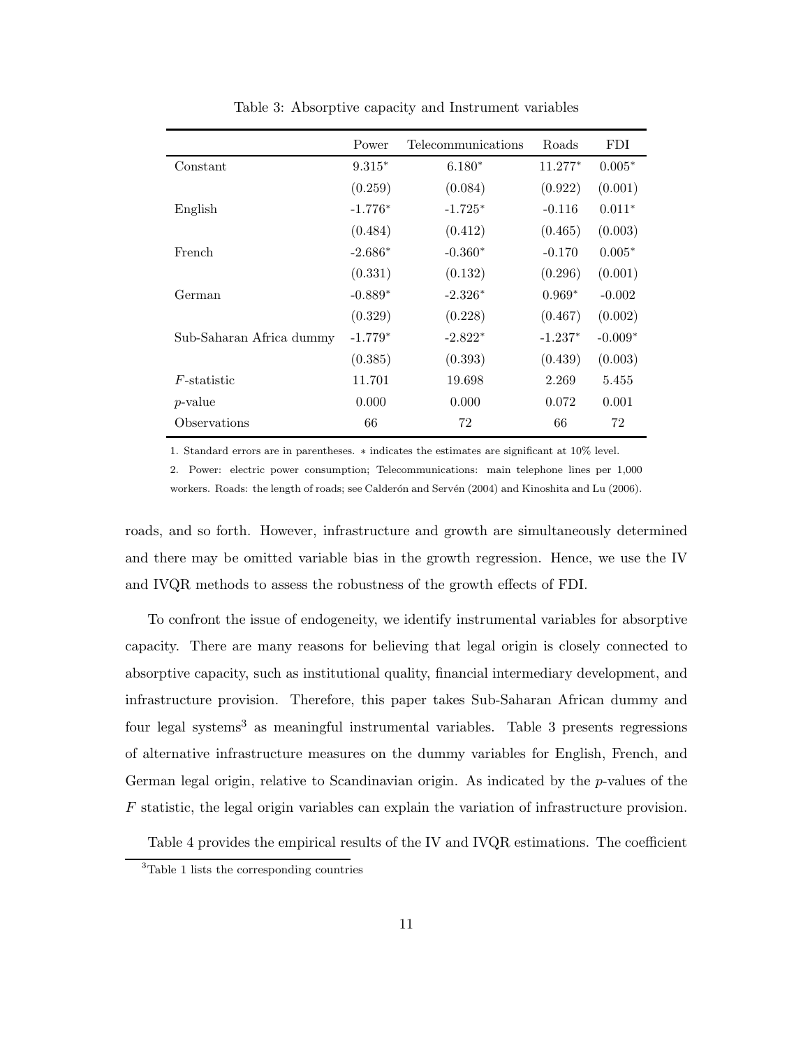Table 3: Absorptive capacity and Instrument variables

| | Power | Telecommunications | Roads | FDI |
|---|---|---|---|---|
| Constant | 9.315* | 6.180* | 11.277* | 0.005* |
| | (0.259) | (0.084) | (0.922) | (0.001) |
| English | -1.776* | -1.725* | -0.116 | 0.011* |
| | (0.484) | (0.412) | (0.465) | (0.003) |
| French | -2.686* | -0.360* | -0.170 | 0.005* |
| | (0.331) | (0.132) | (0.296) | (0.001) |
| German | -0.889* | -2.326* | 0.969* | -0.002 |
| | (0.329) | (0.228) | (0.467) | (0.002) |
| Sub-Saharan Africa dummy | -1.779* | -2.822* | -1.237* | -0.009* |
| | (0.385) | (0.393) | (0.439) | (0.003) |
| $F$-statistic | 11.701 | 19.698 | 2.269 | 5.455 |
| $p$-value | 0.000 | 0.000 | 0.072 | 0.001 |
| Observations | 66 | 72 | 66 | 72 |

1. Standard errors are in parentheses. * indicates the estimates are significant at 10% level.

2. Power: electric power consumption; Telecommunications: main telephone lines per 1,000 workers. Roads: the length of roads; see Calderón and Servén (2004) and Kinoshita and Lu (2006).

roads, and so forth. However, infrastructure and growth are simultaneously determined and there may be omitted variable bias in the growth regression. Hence, we use the IV and IVQR methods to assess the robustness of the growth effects of FDI.

To confront the issue of endogeneity, we identify instrumental variables for absorptive capacity. There are many reasons for believing that legal origin is closely connected to absorptive capacity, such as institutional quality, financial intermediary development, and infrastructure provision. Therefore, this paper takes Sub-Saharan African dummy and four legal systems[3] as meaningful instrumental variables. Table 3 presents regressions of alternative infrastructure measures on the dummy variables for English, French, and German legal origin, relative to Scandinavian origin. As indicated by the $p$-values of the $F$ statistic, the legal origin variables can explain the variation of infrastructure provision.

Table 4 provides the empirical results of the IV and IVQR estimations. The coefficient

[3] Table 1 lists the corresponding countries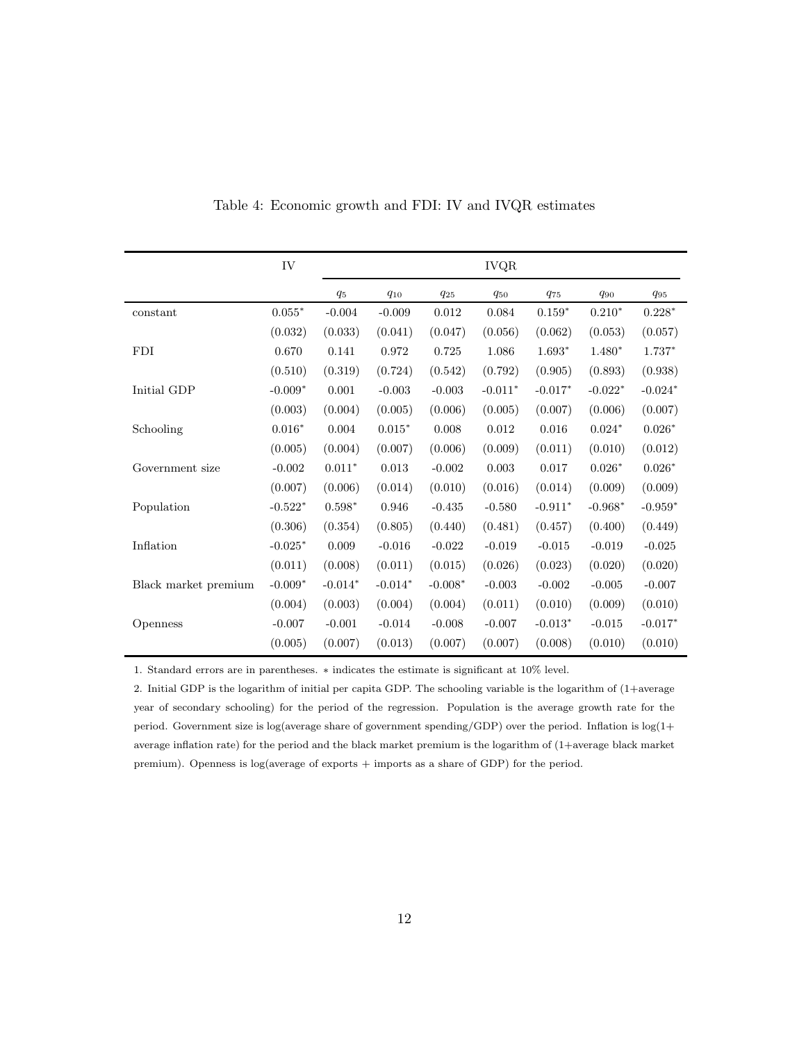Table 4: Economic growth and FDI: IV and IVQR estimates

| | IV | IVQR | | | | | | |
|---|---|---|---|---|---|---|---|---|
| | | $q_5$ | $q_{10}$ | $q_{25}$ | $q_{50}$ | $q_{75}$ | $q_{90}$ | $q_{95}$ |
| constant | 0.055* | -0.004 | -0.009 | 0.012 | 0.084 | 0.159* | 0.210* | 0.228* |
| | (0.032) | (0.033) | (0.041) | (0.047) | (0.056) | (0.062) | (0.053) | (0.057) |
| FDI | 0.670 | 0.141 | 0.972 | 0.725 | 1.086 | 1.693* | 1.480* | 1.737* |
| | (0.510) | (0.319) | (0.724) | (0.542) | (0.792) | (0.905) | (0.893) | (0.938) |
| Initial GDP | -0.009* | 0.001 | -0.003 | -0.003 | -0.011* | -0.017* | -0.022* | -0.024* |
| | (0.003) | (0.004) | (0.005) | (0.006) | (0.005) | (0.007) | (0.006) | (0.007) |
| Schooling | 0.016* | 0.004 | 0.015* | 0.008 | 0.012 | 0.016 | 0.024* | 0.026* |
| | (0.005) | (0.004) | (0.007) | (0.006) | (0.009) | (0.011) | (0.010) | (0.012) |
| Government size | -0.002 | 0.011* | 0.013 | -0.002 | 0.003 | 0.017 | 0.026* | 0.026* |
| | (0.007) | (0.006) | (0.014) | (0.010) | (0.016) | (0.014) | (0.009) | (0.009) |
| Population | -0.522* | 0.598* | 0.946 | -0.435 | -0.580 | -0.911* | -0.968* | -0.959* |
| | (0.306) | (0.354) | (0.805) | (0.440) | (0.481) | (0.457) | (0.400) | (0.449) |
| Inflation | -0.025* | 0.009 | -0.016 | -0.022 | -0.019 | -0.015 | -0.019 | -0.025 |
| | (0.011) | (0.008) | (0.011) | (0.015) | (0.026) | (0.023) | (0.020) | (0.020) |
| Black market premium | -0.009* | -0.014* | -0.014* | -0.008* | -0.003 | -0.002 | -0.005 | -0.007 |
| | (0.004) | (0.003) | (0.004) | (0.004) | (0.011) | (0.010) | (0.009) | (0.010) |
| Openness | -0.007 | -0.001 | -0.014 | -0.008 | -0.007 | -0.013* | -0.015 | -0.017* |
| | (0.005) | (0.007) | (0.013) | (0.007) | (0.007) | (0.008) | (0.010) | (0.010) |

1. Standard errors are in parentheses. * indicates the estimate is significant at 10% level.

2. Initial GDP is the logarithm of initial per capita GDP. The schooling variable is the logarithm of (1+average year of secondary schooling) for the period of the regression. Population is the average growth rate for the period. Government size is log(average share of government spending/GDP) over the period. Inflation is log(1+ average inflation rate) for the period and the black market premium is the logarithm of (1+average black market premium). Openness is log(average of exports + imports as a share of GDP) for the period.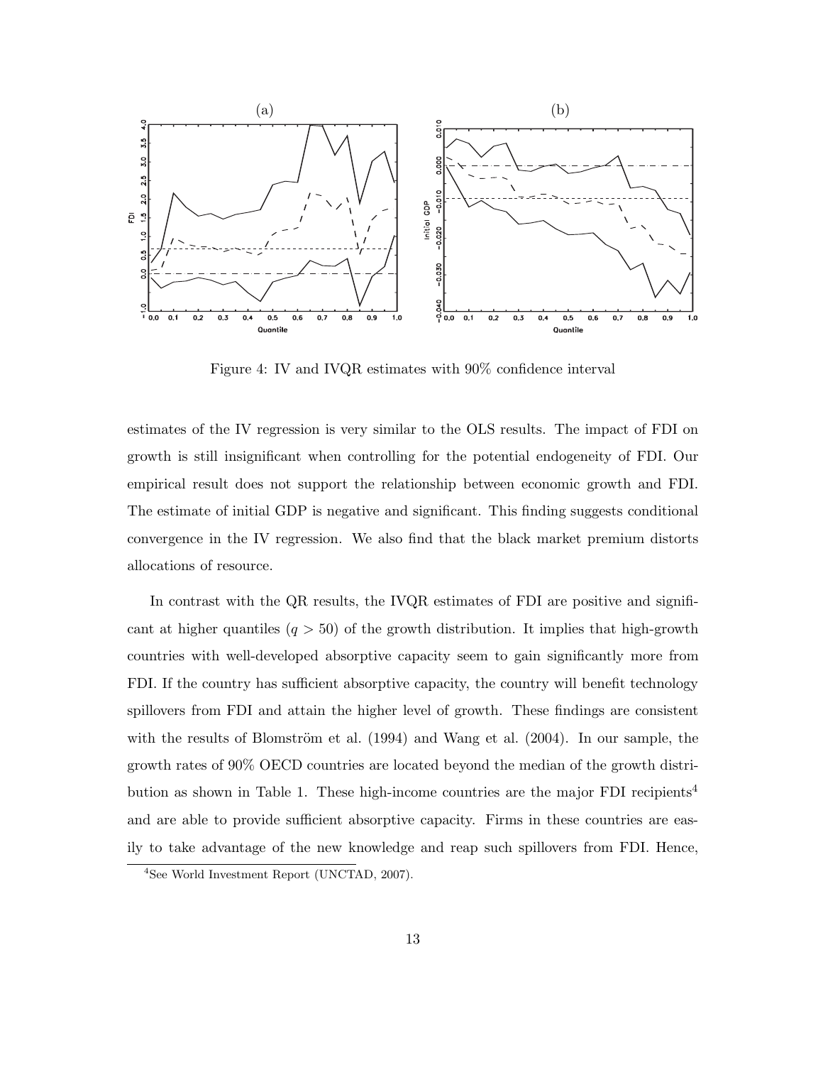Figure 4: IV and IVQR estimates with 90% confidence interval

estimates of the IV regression is very similar to the OLS results. The impact of FDI on growth is still insignificant when controlling for the potential endogeneity of FDI. Our empirical result does not support the relationship between economic growth and FDI. The estimate of initial GDP is negative and significant. This finding suggests conditional convergence in the IV regression. We also find that the black market premium distorts allocations of resource.

In contrast with the QR results, the IVQR estimates of FDI are positive and significant at higher quantiles ($q > 50$) of the growth distribution. It implies that high-growth countries with well-developed absorptive capacity seem to gain significantly more from FDI. If the country has sufficient absorptive capacity, the country will benefit technology spillovers from FDI and attain the higher level of growth. These findings are consistent with the results of Blomström et al. (1994) and Wang et al. (2004). In our sample, the growth rates of 90% OECD countries are located beyond the median of the growth distribution as shown in Table 1. These high-income countries are the major FDI recipients[4] and are able to provide sufficient absorptive capacity. Firms in these countries are easily to take advantage of the new knowledge and reap such spillovers from FDI. Hence,

[4]See World Investment Report (UNCTAD, 2007).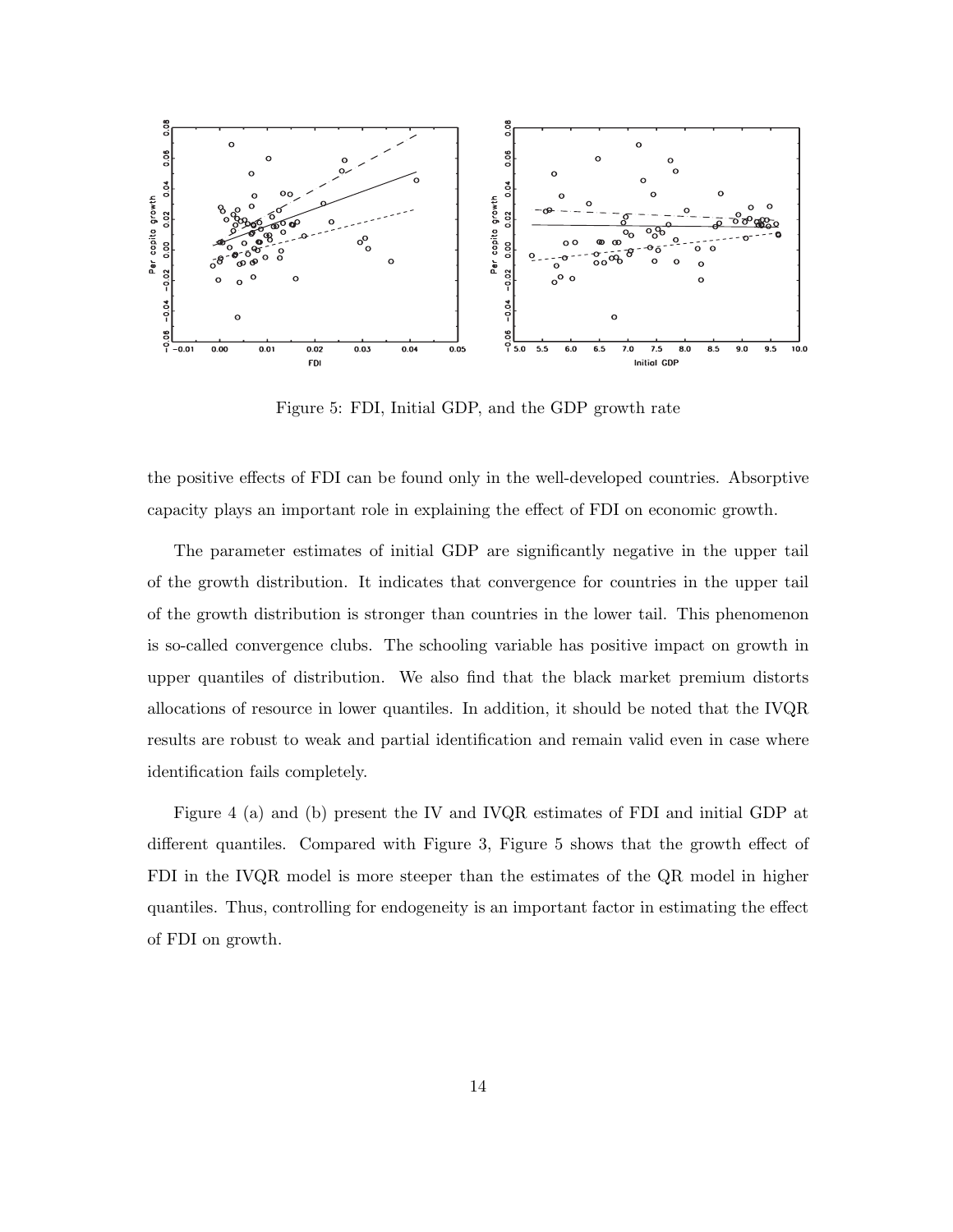Figure 5: FDI, Initial GDP, and the GDP growth rate

the positive effects of FDI can be found only in the well-developed countries. Absorptive capacity plays an important role in explaining the effect of FDI on economic growth.

The parameter estimates of initial GDP are significantly negative in the upper tail of the growth distribution. It indicates that convergence for countries in the upper tail of the growth distribution is stronger than countries in the lower tail. This phenomenon is so-called convergence clubs. The schooling variable has positive impact on growth in upper quantiles of distribution. We also find that the black market premium distorts allocations of resource in lower quantiles. In addition, it should be noted that the IVQR results are robust to weak and partial identification and remain valid even in case where identification fails completely.

Figure 4 (a) and (b) present the IV and IVQR estimates of FDI and initial GDP at different quantiles. Compared with Figure 3, Figure 5 shows that the growth effect of FDI in the IVQR model is more steeper than the estimates of the QR model in higher quantiles. Thus, controlling for endogeneity is an important factor in estimating the effect of FDI on growth.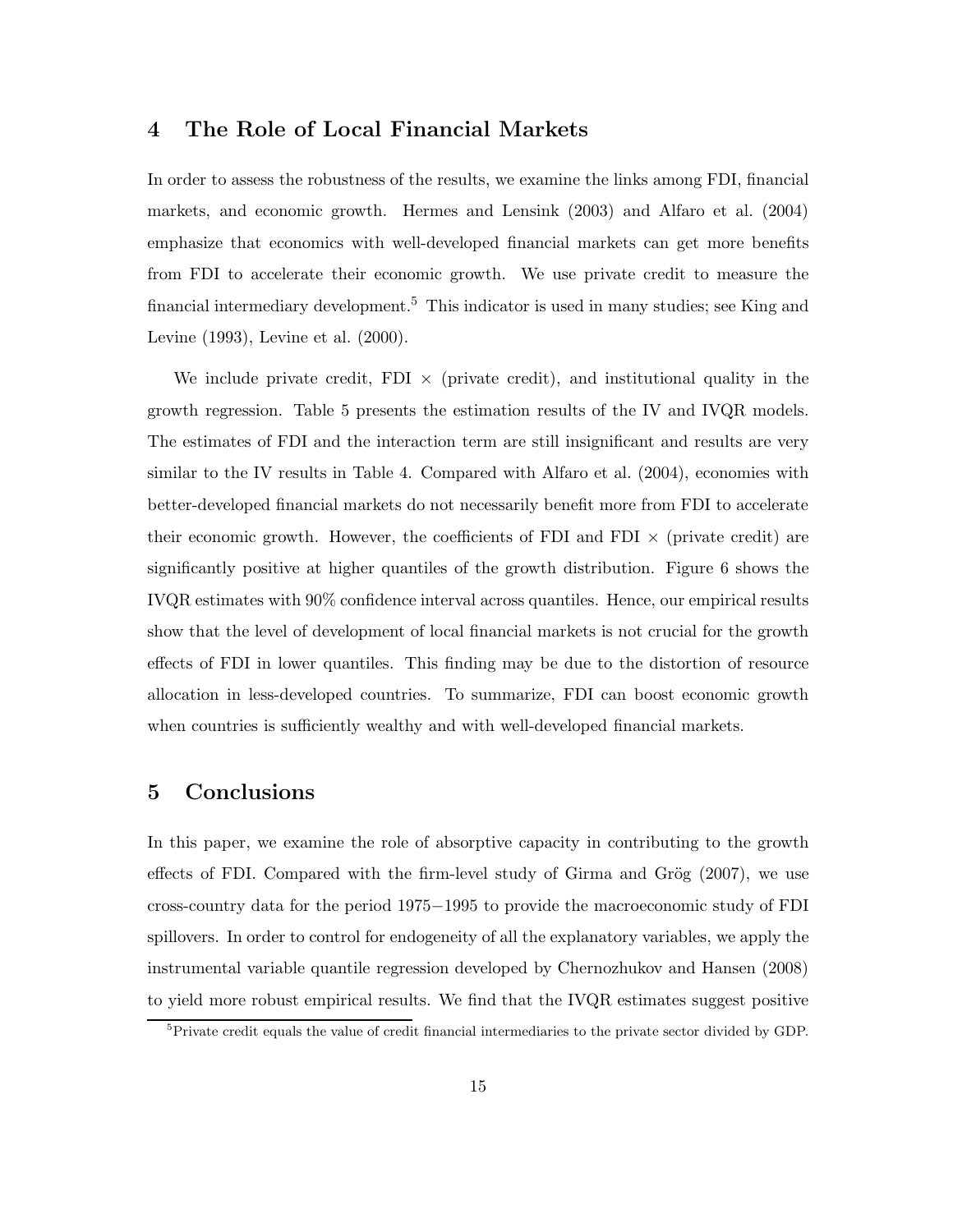## 4 The Role of Local Financial Markets

In order to assess the robustness of the results, we examine the links among FDI, financial markets, and economic growth. Hermes and Lensink (2003) and Alfaro et al. (2004) emphasize that economics with well-developed financial markets can get more benefits from FDI to accelerate their economic growth. We use private credit to measure the financial intermediary development.[5] This indicator is used in many studies; see King and Levine (1993), Levine et al. (2000).

We include private credit, FDI $\times$ (private credit), and institutional quality in the growth regression. Table 5 presents the estimation results of the IV and IVQR models. The estimates of FDI and the interaction term are still insignificant and results are very similar to the IV results in Table 4. Compared with Alfaro et al. (2004), economies with better-developed financial markets do not necessarily benefit more from FDI to accelerate their economic growth. However, the coefficients of FDI and FDI $\times$ (private credit) are significantly positive at higher quantiles of the growth distribution. Figure 6 shows the IVQR estimates with 90% confidence interval across quantiles. Hence, our empirical results show that the level of development of local financial markets is not crucial for the growth effects of FDI in lower quantiles. This finding may be due to the distortion of resource allocation in less-developed countries. To summarize, FDI can boost economic growth when countries is sufficiently wealthy and with well-developed financial markets.

## 5 Conclusions

In this paper, we examine the role of absorptive capacity in contributing to the growth effects of FDI. Compared with the firm-level study of Girma and Grög (2007), we use cross-country data for the period 1975−1995 to provide the macroeconomic study of FDI spillovers. In order to control for endogeneity of all the explanatory variables, we apply the instrumental variable quantile regression developed by Chernozhukov and Hansen (2008) to yield more robust empirical results. We find that the IVQR estimates suggest positive

[5] Private credit equals the value of credit financial intermediaries to the private sector divided by GDP.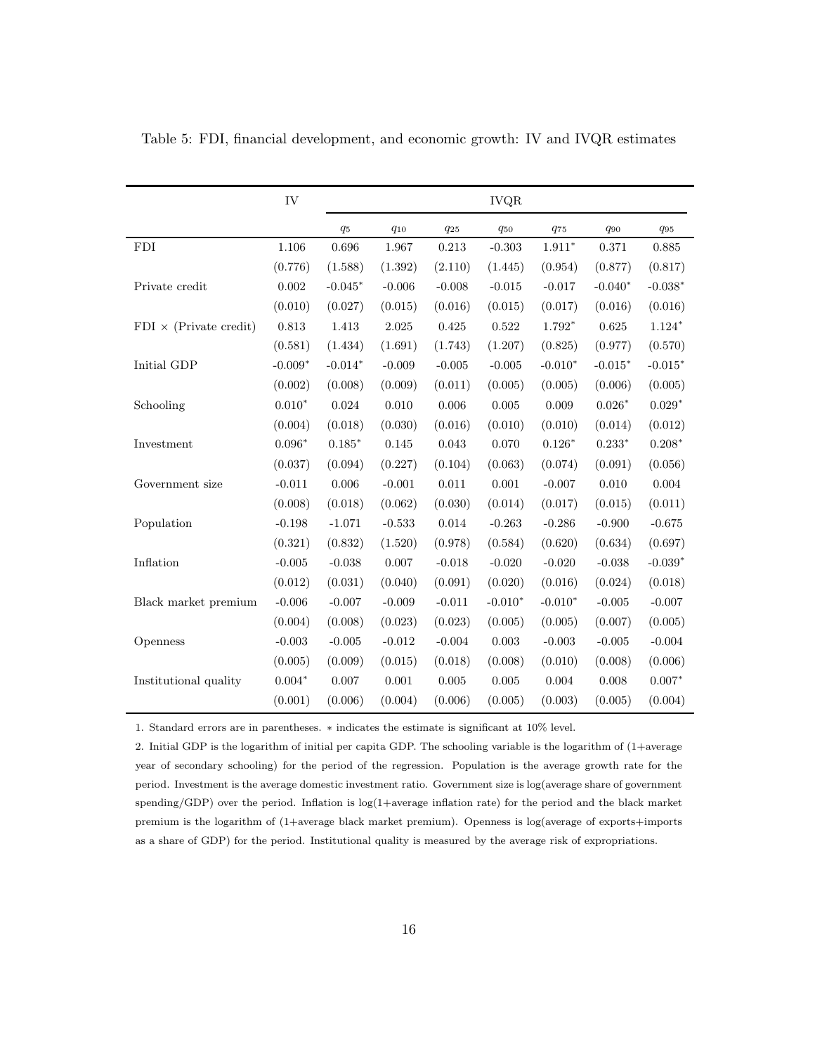Table 5: FDI, financial development, and economic growth: IV and IVQR estimates

| | IV | IVQR | | | | | | |
|---|---|---|---|---|---|---|---|---|
| | | $q_5$ | $q_{10}$ | $q_{25}$ | $q_{50}$ | $q_{75}$ | $q_{90}$ | $q_{95}$ |
| FDI | 1.106 | 0.696 | 1.967 | 0.213 | -0.303 | 1.911* | 0.371 | 0.885 |
| | (0.776) | (1.588) | (1.392) | (2.110) | (1.445) | (0.954) | (0.877) | (0.817) |
| Private credit | 0.002 | -0.045* | -0.006 | -0.008 | -0.015 | -0.017 | -0.040* | -0.038* |
| | (0.010) | (0.027) | (0.015) | (0.016) | (0.015) | (0.017) | (0.016) | (0.016) |
| FDI × (Private credit) | 0.813 | 1.413 | 2.025 | 0.425 | 0.522 | 1.792* | 0.625 | 1.124* |
| | (0.581) | (1.434) | (1.691) | (1.743) | (1.207) | (0.825) | (0.977) | (0.570) |
| Initial GDP | -0.009* | -0.014* | -0.009 | -0.005 | -0.005 | -0.010* | -0.015* | -0.015* |
| | (0.002) | (0.008) | (0.009) | (0.011) | (0.005) | (0.005) | (0.006) | (0.005) |
| Schooling | 0.010* | 0.024 | 0.010 | 0.006 | 0.005 | 0.009 | 0.026* | 0.029* |
| | (0.004) | (0.018) | (0.030) | (0.016) | (0.010) | (0.010) | (0.014) | (0.012) |
| Investment | 0.096* | 0.185* | 0.145 | 0.043 | 0.070 | 0.126* | 0.233* | 0.208* |
| | (0.037) | (0.094) | (0.227) | (0.104) | (0.063) | (0.074) | (0.091) | (0.056) |
| Government size | -0.011 | 0.006 | -0.001 | 0.011 | 0.001 | -0.007 | 0.010 | 0.004 |
| | (0.008) | (0.018) | (0.062) | (0.030) | (0.014) | (0.017) | (0.015) | (0.011) |
| Population | -0.198 | -1.071 | -0.533 | 0.014 | -0.263 | -0.286 | -0.900 | -0.675 |
| | (0.321) | (0.832) | (1.520) | (0.978) | (0.584) | (0.620) | (0.634) | (0.697) |
| Inflation | -0.005 | -0.038 | 0.007 | -0.018 | -0.020 | -0.020 | -0.038 | -0.039* |
| | (0.012) | (0.031) | (0.040) | (0.091) | (0.020) | (0.016) | (0.024) | (0.018) |
| Black market premium | -0.006 | -0.007 | -0.009 | -0.011 | -0.010* | -0.010* | -0.005 | -0.007 |
| | (0.004) | (0.008) | (0.023) | (0.023) | (0.005) | (0.005) | (0.007) | (0.005) |
| Openness | -0.003 | -0.005 | -0.012 | -0.004 | 0.003 | -0.003 | -0.005 | -0.004 |
| | (0.005) | (0.009) | (0.015) | (0.018) | (0.008) | (0.010) | (0.008) | (0.006) |
| Institutional quality | 0.004* | 0.007 | 0.001 | 0.005 | 0.005 | 0.004 | 0.008 | 0.007* |
| | (0.001) | (0.006) | (0.004) | (0.006) | (0.005) | (0.003) | (0.005) | (0.004) |

1. Standard errors are in parentheses. * indicates the estimate is significant at 10% level.

2. Initial GDP is the logarithm of initial per capita GDP. The schooling variable is the logarithm of (1+average year of secondary schooling) for the period of the regression. Population is the average growth rate for the period. Investment is the average domestic investment ratio. Government size is log(average share of government spending/GDP) over the period. Inflation is log(1+average inflation rate) for the period and the black market premium is the logarithm of (1+average black market premium). Openness is log(average of exports+imports as a share of GDP) for the period. Institutional quality is measured by the average risk of expropriations.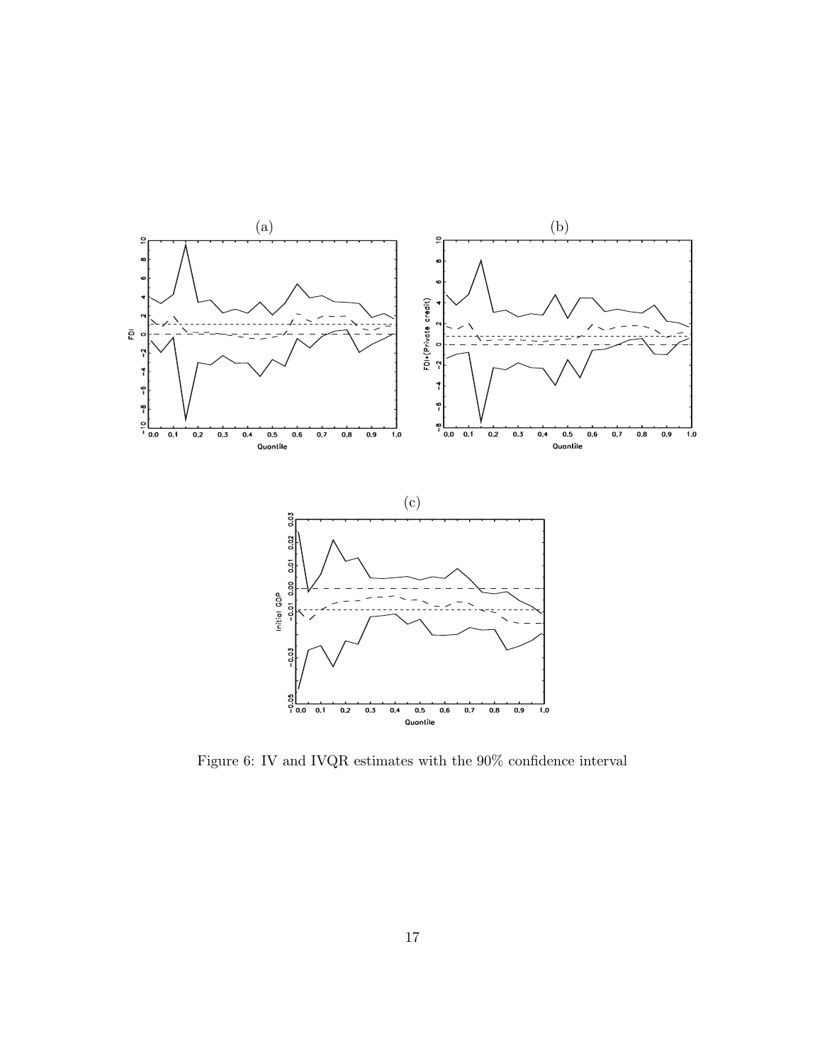Figure 6: IV and IVQR estimates with the 90% confidence interval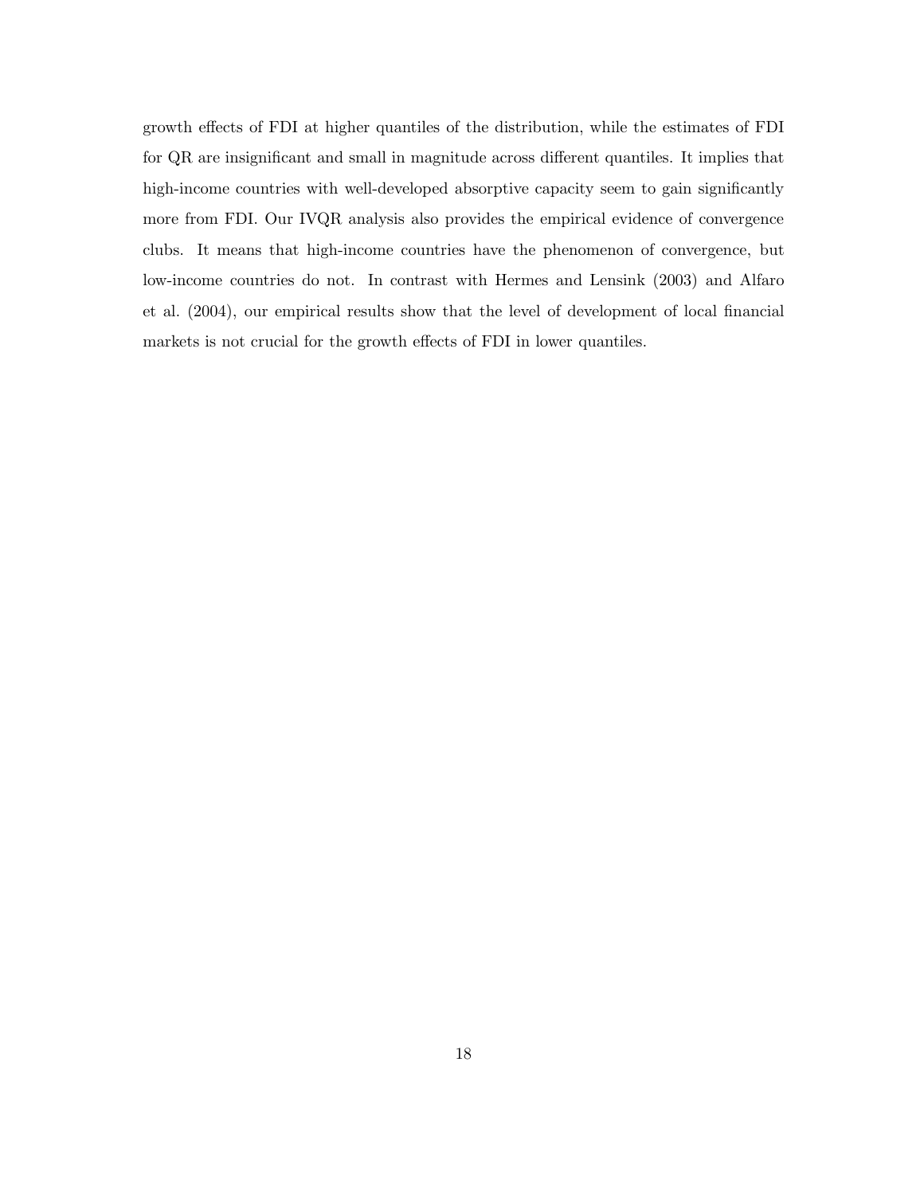growth effects of FDI at higher quantiles of the distribution, while the estimates of FDI for QR are insignificant and small in magnitude across different quantiles. It implies that high-income countries with well-developed absorptive capacity seem to gain significantly more from FDI. Our IVQR analysis also provides the empirical evidence of convergence clubs. It means that high-income countries have the phenomenon of convergence, but low-income countries do not. In contrast with Hermes and Lensink (2003) and Alfaro et al. (2004), our empirical results show that the level of development of local financial markets is not crucial for the growth effects of FDI in lower quantiles.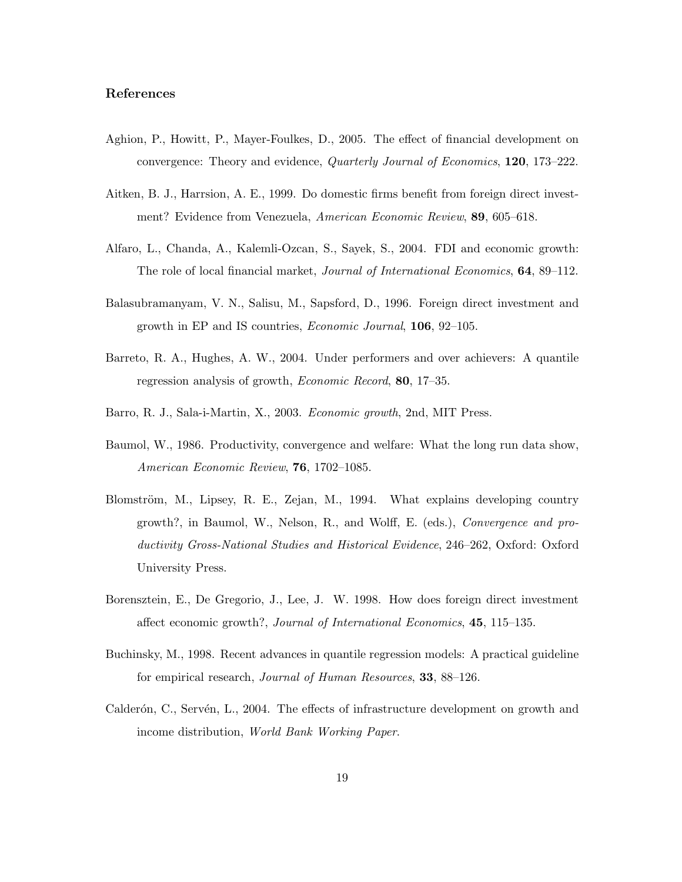## References

Aghion, P., Howitt, P., Mayer-Foulkes, D., 2005. The effect of financial development on convergence: Theory and evidence, *Quarterly Journal of Economics*, **120**, 173–222.

Aitken, B. J., Harrsion, A. E., 1999. Do domestic firms benefit from foreign direct investment? Evidence from Venezuela, *American Economic Review*, **89**, 605–618.

Alfaro, L., Chanda, A., Kalemli-Ozcan, S., Sayek, S., 2004. FDI and economic growth: The role of local financial market, *Journal of International Economics*, **64**, 89–112.

Balasubramanyam, V. N., Salisu, M., Sapsford, D., 1996. Foreign direct investment and growth in EP and IS countries, *Economic Journal*, **106**, 92–105.

Barreto, R. A., Hughes, A. W., 2004. Under performers and over achievers: A quantile regression analysis of growth, *Economic Record*, **80**, 17–35.

Barro, R. J., Sala-i-Martin, X., 2003. *Economic growth*, 2nd, MIT Press.

Baumol, W., 1986. Productivity, convergence and welfare: What the long run data show, *American Economic Review*, **76**, 1702–1085.

Blomström, M., Lipsey, R. E., Zejan, M., 1994. What explains developing country growth?, in Baumol, W., Nelson, R., and Wolff, E. (eds.), *Convergence and productivity Gross-National Studies and Historical Evidence*, 246–262, Oxford: Oxford University Press.

Borensztein, E., De Gregorio, J., Lee, J. W. 1998. How does foreign direct investment affect economic growth?, *Journal of International Economics*, **45**, 115–135.

Buchinsky, M., 1998. Recent advances in quantile regression models: A practical guideline for empirical research, *Journal of Human Resources*, **33**, 88–126.

Calderón, C., Servén, L., 2004. The effects of infrastructure development on growth and income distribution, *World Bank Working Paper*.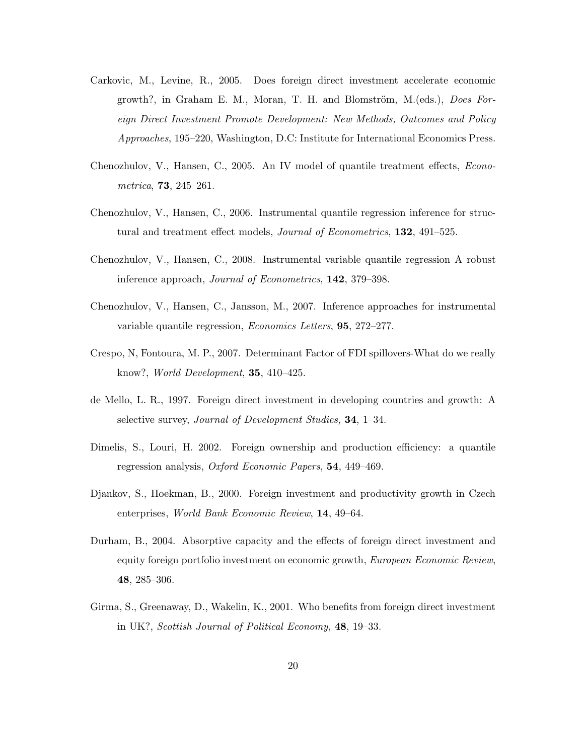Carkovic, M., Levine, R., 2005. Does foreign direct investment accelerate economic growth?, in Graham E. M., Moran, T. H. and Blomström, M.(eds.), *Does Foreign Direct Investment Promote Development: New Methods, Outcomes and Policy Approaches*, 195–220, Washington, D.C: Institute for International Economics Press.

Chenozhulov, V., Hansen, C., 2005. An IV model of quantile treatment effects, *Econometrica*, **73**, 245–261.

Chenozhulov, V., Hansen, C., 2006. Instrumental quantile regression inference for structural and treatment effect models, *Journal of Econometrics*, **132**, 491–525.

Chenozhulov, V., Hansen, C., 2008. Instrumental variable quantile regression A robust inference approach, *Journal of Econometrics*, **142**, 379–398.

Chenozhulov, V., Hansen, C., Jansson, M., 2007. Inference approaches for instrumental variable quantile regression, *Economics Letters*, **95**, 272–277.

Crespo, N, Fontoura, M. P., 2007. Determinant Factor of FDI spillovers-What do we really know?, *World Development*, **35**, 410–425.

de Mello, L. R., 1997. Foreign direct investment in developing countries and growth: A selective survey, *Journal of Development Studies,* **34**, 1–34.

Dimelis, S., Louri, H. 2002. Foreign ownership and production efficiency: a quantile regression analysis, *Oxford Economic Papers*, **54**, 449–469.

Djankov, S., Hoekman, B., 2000. Foreign investment and productivity growth in Czech enterprises, *World Bank Economic Review*, **14**, 49–64.

Durham, B., 2004. Absorptive capacity and the effects of foreign direct investment and equity foreign portfolio investment on economic growth, *European Economic Review*, **48**, 285–306.

Girma, S., Greenaway, D., Wakelin, K., 2001. Who benefits from foreign direct investment in UK?, *Scottish Journal of Political Economy*, **48**, 19–33.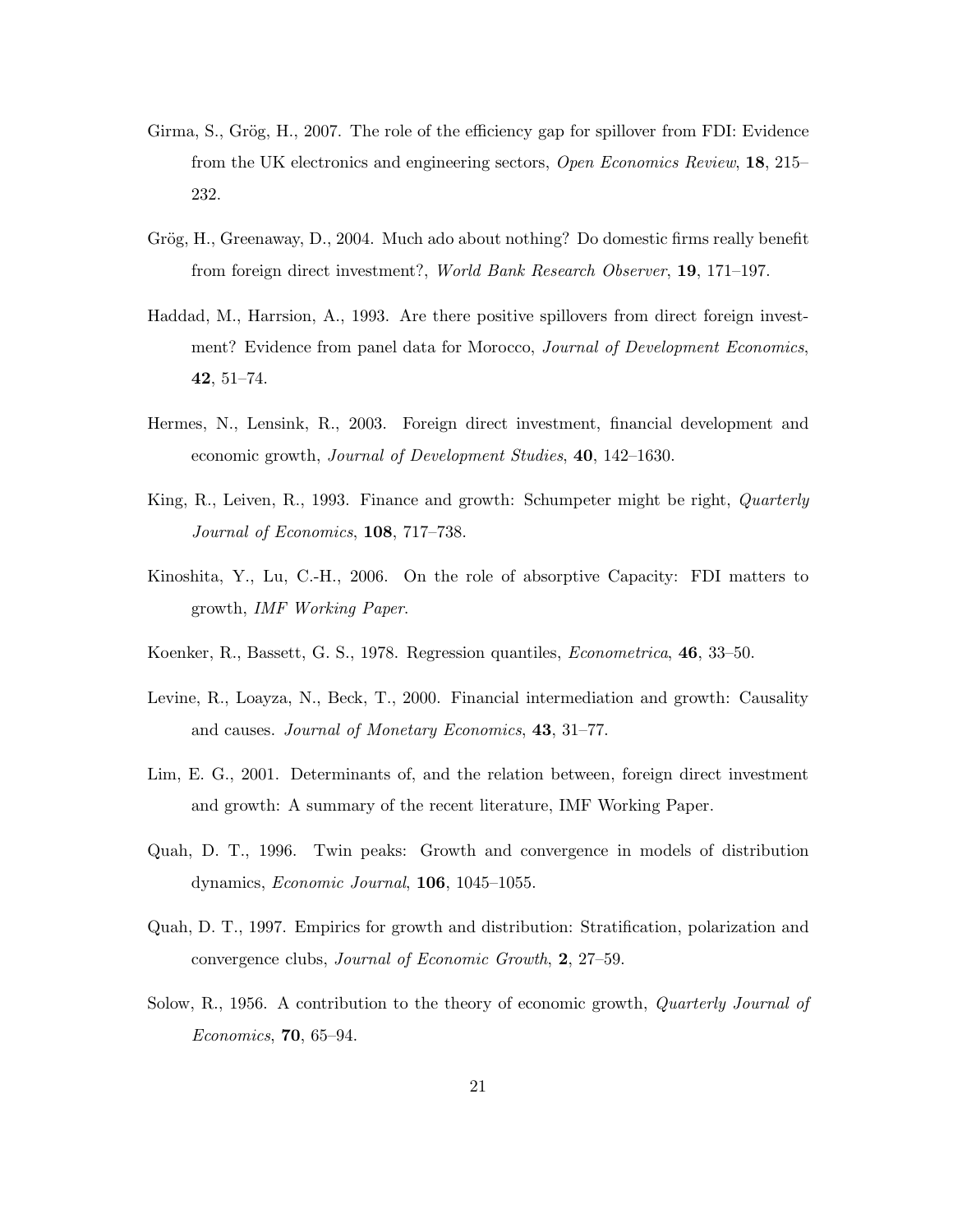Girma, S., Grög, H., 2007. The role of the efficiency gap for spillover from FDI: Evidence from the UK electronics and engineering sectors, *Open Economics Review*, **18**, 215–232.

Grög, H., Greenaway, D., 2004. Much ado about nothing? Do domestic firms really benefit from foreign direct investment?, *World Bank Research Observer*, **19**, 171–197.

Haddad, M., Harrsion, A., 1993. Are there positive spillovers from direct foreign investment? Evidence from panel data for Morocco, *Journal of Development Economics*, **42**, 51–74.

Hermes, N., Lensink, R., 2003. Foreign direct investment, financial development and economic growth, *Journal of Development Studies*, **40**, 142–1630.

King, R., Leiven, R., 1993. Finance and growth: Schumpeter might be right, *Quarterly Journal of Economics*, **108**, 717–738.

Kinoshita, Y., Lu, C.-H., 2006. On the role of absorptive Capacity: FDI matters to growth, *IMF Working Paper*.

Koenker, R., Bassett, G. S., 1978. Regression quantiles, *Econometrica*, **46**, 33–50.

Levine, R., Loayza, N., Beck, T., 2000. Financial intermediation and growth: Causality and causes. *Journal of Monetary Economics*, **43**, 31–77.

Lim, E. G., 2001. Determinants of, and the relation between, foreign direct investment and growth: A summary of the recent literature, IMF Working Paper.

Quah, D. T., 1996. Twin peaks: Growth and convergence in models of distribution dynamics, *Economic Journal*, **106**, 1045–1055.

Quah, D. T., 1997. Empirics for growth and distribution: Stratification, polarization and convergence clubs, *Journal of Economic Growth*, **2**, 27–59.

Solow, R., 1956. A contribution to the theory of economic growth, *Quarterly Journal of Economics*, **70**, 65–94.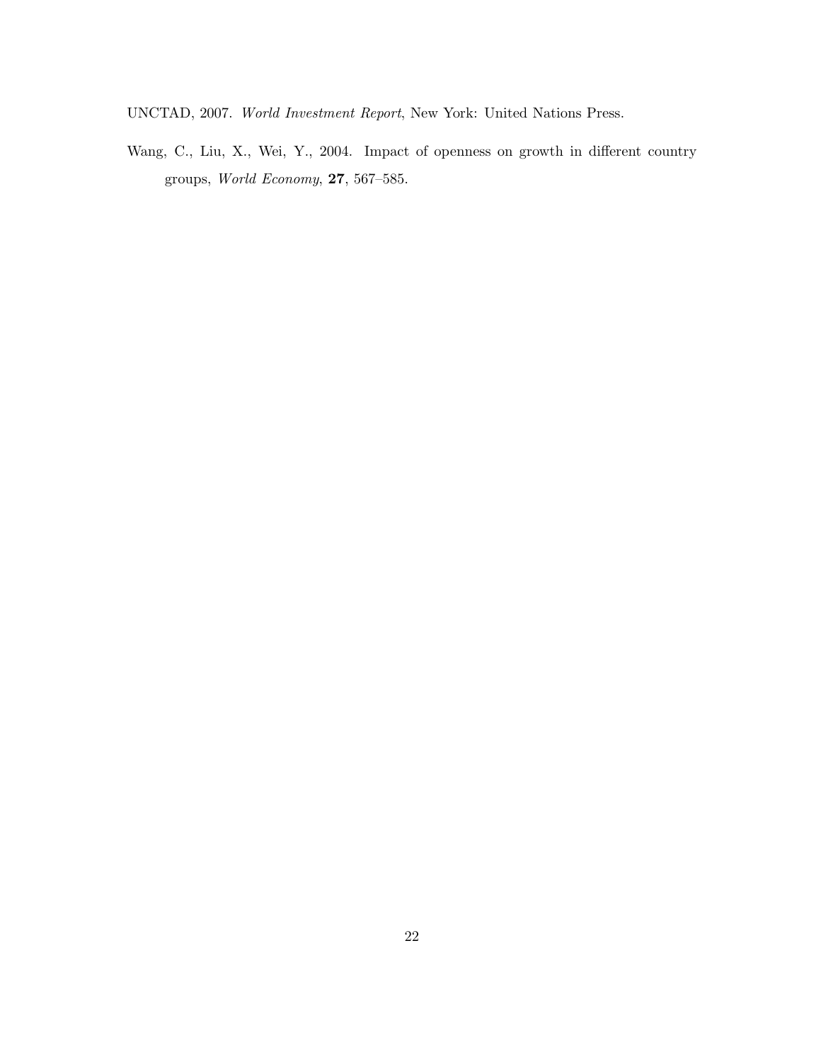UNCTAD, 2007. *World Investment Report*, New York: United Nations Press.

Wang, C., Liu, X., Wei, Y., 2004. Impact of openness on growth in different country groups, *World Economy*, **27**, 567–585.